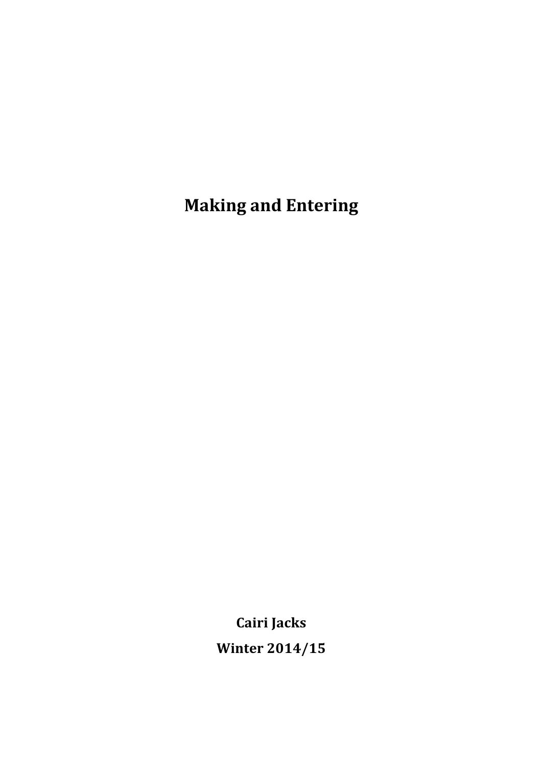# Making and Entering

**Cairi Jacks**

**Winter 2014/15**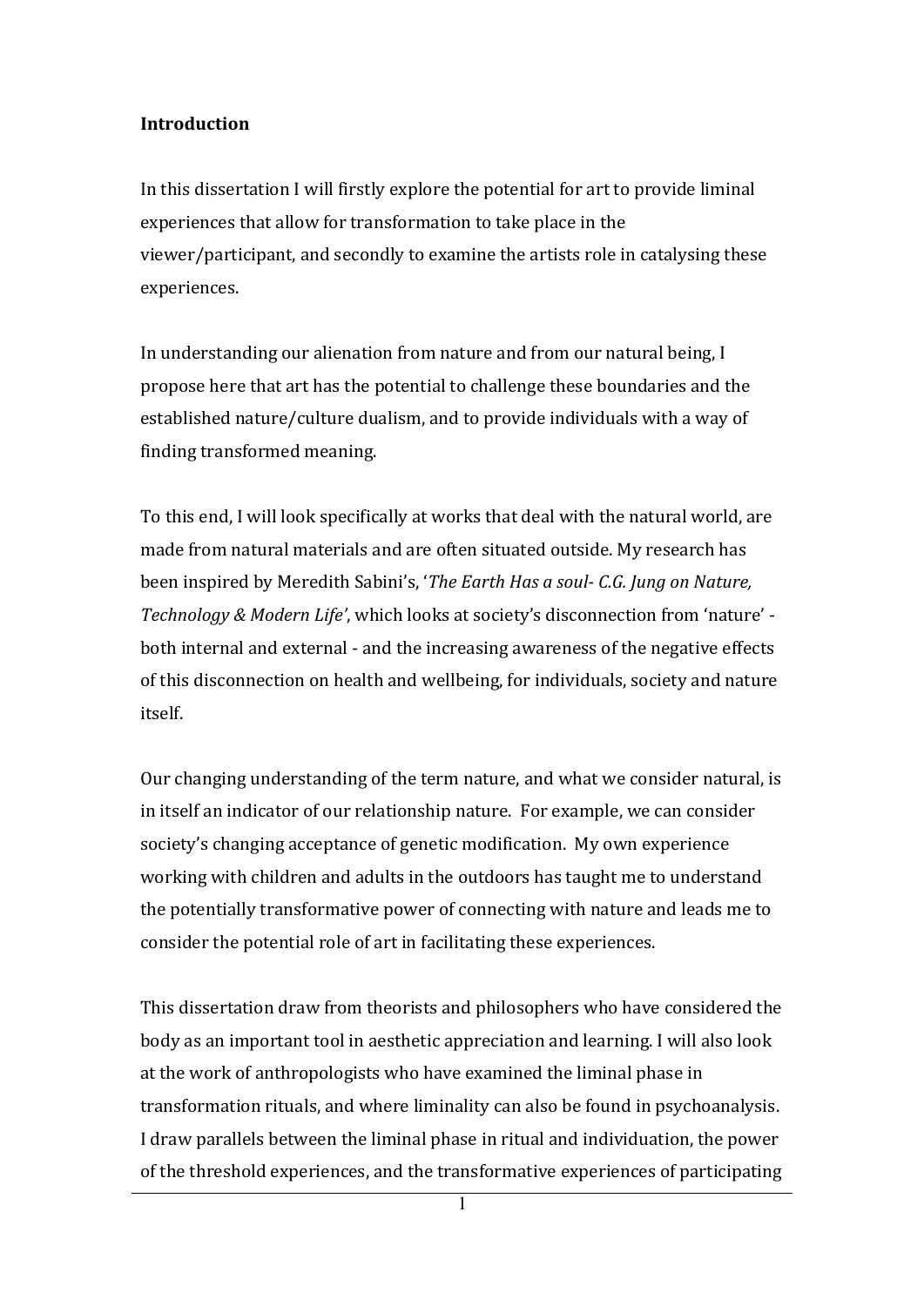**Introduction**

In this dissertation I will firstly explore the potential for art to provide liminal experiences that allow for transformation to take place in the viewer/participant, and secondly to examine the artists role in catalysing these experiences.

In understanding our alienation from nature and from our natural being, I propose here that art has the potential to challenge these boundaries and the established nature/culture dualism, and to provide individuals with a way of finding transformed meaning.

To this end, I will look specifically at works that deal with the natural world, are made from natural materials and are often situated outside. My research has been inspired by Meredith Sabini's, '*The Earth Has a soul- C.G. Jung on Nature, Technology & Modern Life'*, which looks at society's disconnection from 'nature' - both internal and external - and the increasing awareness of the negative effects of this disconnection on health and wellbeing, for individuals, society and nature itself.

Our changing understanding of the term nature, and what we consider natural, is in itself an indicator of our relationship nature. For example, we can consider society's changing acceptance of genetic modification. My own experience working with children and adults in the outdoors has taught me to understand the potentially transformative power of connecting with nature and leads me to consider the potential role of art in facilitating these experiences.

This dissertation draw from theorists and philosophers who have considered the body as an important tool in aesthetic appreciation and learning. I will also look at the work of anthropologists who have examined the liminal phase in transformation rituals, and where liminality can also be found in psychoanalysis. I draw parallels between the liminal phase in ritual and individuation, the power of the threshold experiences, and the transformative experiences of participating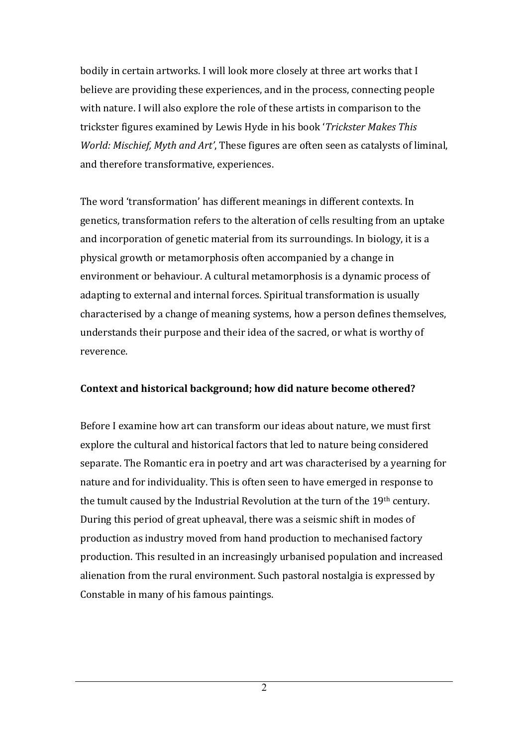bodily in certain artworks. I will look more closely at three art works that I believe are providing these experiences, and in the process, connecting people with nature. I will also explore the role of these artists in comparison to the trickster figures examined by Lewis Hyde in his book '*Trickster Makes This World: Mischief, Myth and Art'*, These figures are often seen as catalysts of liminal, and therefore transformative, experiences.

The word 'transformation' has different meanings in different contexts. In genetics, transformation refers to the alteration of cells resulting from an uptake and incorporation of genetic material from its surroundings. In biology, it is a physical growth or metamorphosis often accompanied by a change in environment or behaviour. A cultural metamorphosis is a dynamic process of adapting to external and internal forces. Spiritual transformation is usually characterised by a change of meaning systems, how a person defines themselves, understands their purpose and their idea of the sacred, or what is worthy of reverence.

**Context and historical background; how did nature become othered?**

Before I examine how art can transform our ideas about nature, we must first explore the cultural and historical factors that led to nature being considered separate. The Romantic era in poetry and art was characterised by a yearning for nature and for individuality. This is often seen to have emerged in response to the tumult caused by the Industrial Revolution at the turn of the 19th century. During this period of great upheaval, there was a seismic shift in modes of production as industry moved from hand production to mechanised factory production. This resulted in an increasingly urbanised population and increased alienation from the rural environment. Such pastoral nostalgia is expressed by Constable in many of his famous paintings.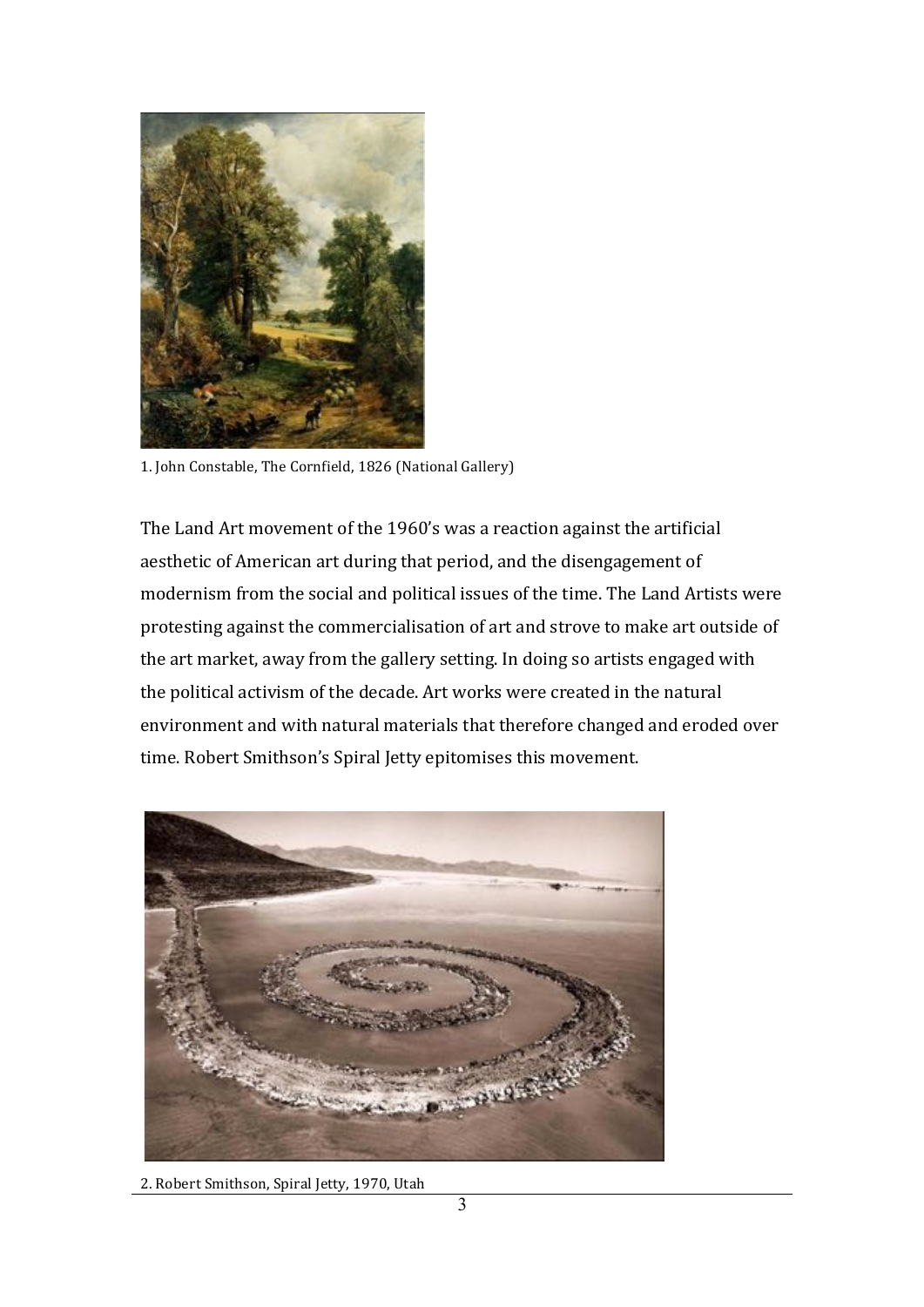1. John Constable, The Cornfield, 1826 (National Gallery)

The Land Art movement of the 1960's was a reaction against the artificial aesthetic of American art during that period, and the disengagement of modernism from the social and political issues of the time. The Land Artists were protesting against the commercialisation of art and strove to make art outside of the art market, away from the gallery setting. In doing so artists engaged with the political activism of the decade. Art works were created in the natural environment and with natural materials that therefore changed and eroded over time. Robert Smithson's Spiral Jetty epitomises this movement.

2. Robert Smithson, Spiral Jetty, 1970, Utah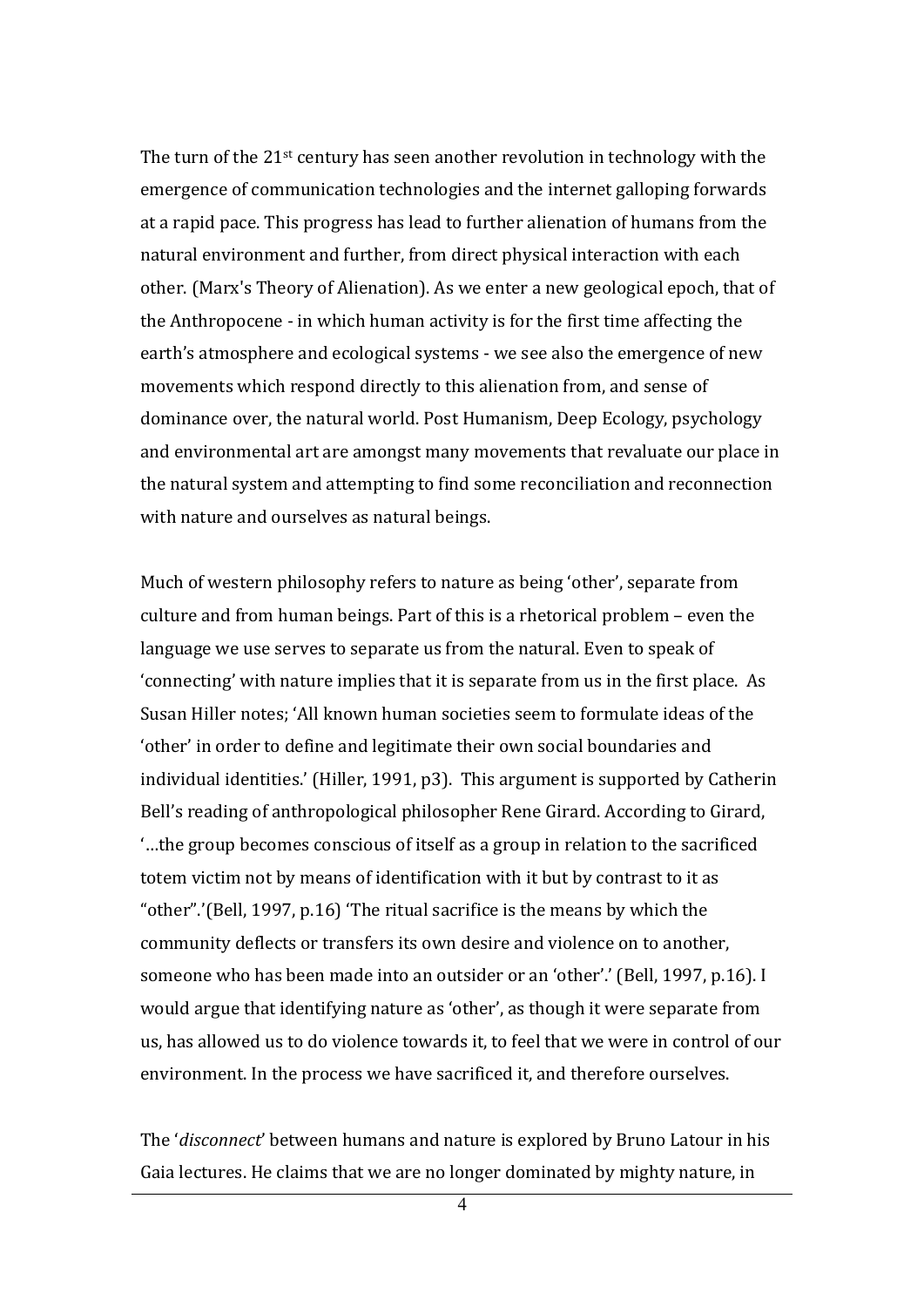The turn of the 21st century has seen another revolution in technology with the emergence of communication technologies and the internet galloping forwards at a rapid pace. This progress has lead to further alienation of humans from the natural environment and further, from direct physical interaction with each other. (Marx's Theory of Alienation). As we enter a new geological epoch, that of the Anthropocene - in which human activity is for the first time affecting the earth's atmosphere and ecological systems - we see also the emergence of new movements which respond directly to this alienation from, and sense of dominance over, the natural world. Post Humanism, Deep Ecology, psychology and environmental art are amongst many movements that revaluate our place in the natural system and attempting to find some reconciliation and reconnection with nature and ourselves as natural beings.

Much of western philosophy refers to nature as being 'other', separate from culture and from human beings. Part of this is a rhetorical problem – even the language we use serves to separate us from the natural. Even to speak of 'connecting' with nature implies that it is separate from us in the first place. As Susan Hiller notes; 'All known human societies seem to formulate ideas of the 'other' in order to define and legitimate their own social boundaries and individual identities.' (Hiller, 1991, p3). This argument is supported by Catherin Bell's reading of anthropological philosopher Rene Girard. According to Girard, '…the group becomes conscious of itself as a group in relation to the sacrificed totem victim not by means of identification with it but by contrast to it as "other".'(Bell, 1997, p.16) 'The ritual sacrifice is the means by which the community deflects or transfers its own desire and violence on to another, someone who has been made into an outsider or an 'other'.' (Bell, 1997, p.16). I would argue that identifying nature as 'other', as though it were separate from us, has allowed us to do violence towards it, to feel that we were in control of our environment. In the process we have sacrificed it, and therefore ourselves.

The '*disconnect*' between humans and nature is explored by Bruno Latour in his Gaia lectures. He claims that we are no longer dominated by mighty nature, in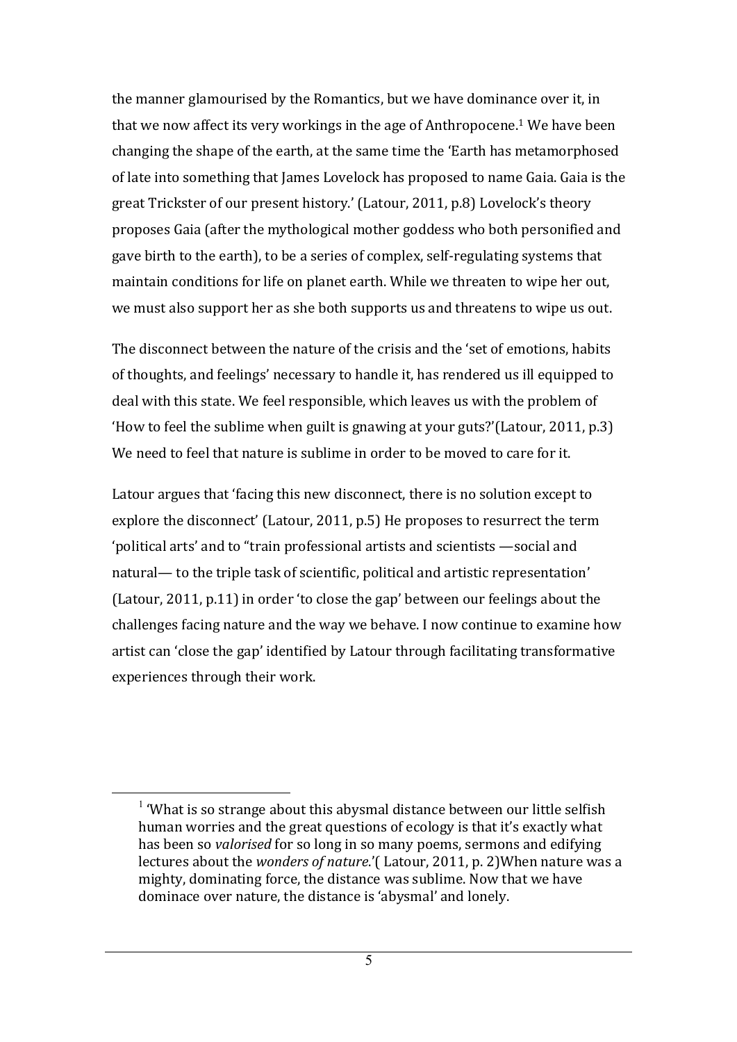the manner glamourised by the Romantics, but we have dominance over it, in that we now affect its very workings in the age of Anthropocene.[1] We have been changing the shape of the earth, at the same time the 'Earth has metamorphosed of late into something that James Lovelock has proposed to name Gaia. Gaia is the great Trickster of our present history.' (Latour, 2011, p.8) Lovelock's theory proposes Gaia (after the mythological mother goddess who both personified and gave birth to the earth), to be a series of complex, self-regulating systems that maintain conditions for life on planet earth. While we threaten to wipe her out, we must also support her as she both supports us and threatens to wipe us out.

The disconnect between the nature of the crisis and the 'set of emotions, habits of thoughts, and feelings' necessary to handle it, has rendered us ill equipped to deal with this state. We feel responsible, which leaves us with the problem of 'How to feel the sublime when guilt is gnawing at your guts?'(Latour, 2011, p.3) We need to feel that nature is sublime in order to be moved to care for it.

Latour argues that 'facing this new disconnect, there is no solution except to explore the disconnect' (Latour, 2011, p.5) He proposes to resurrect the term 'political arts' and to "train professional artists and scientists —social and natural— to the triple task of scientific, political and artistic representation' (Latour, 2011, p.11) in order 'to close the gap' between our feelings about the challenges facing nature and the way we behave. I now continue to examine how artist can 'close the gap' identified by Latour through facilitating transformative experiences through their work.

[1] 'What is so strange about this abysmal distance between our little selfish human worries and the great questions of ecology is that it's exactly what has been so *valorised* for so long in so many poems, sermons and edifying lectures about the *wonders of nature*.'( Latour, 2011, p. 2)When nature was a mighty, dominating force, the distance was sublime. Now that we have dominace over nature, the distance is 'abysmal' and lonely.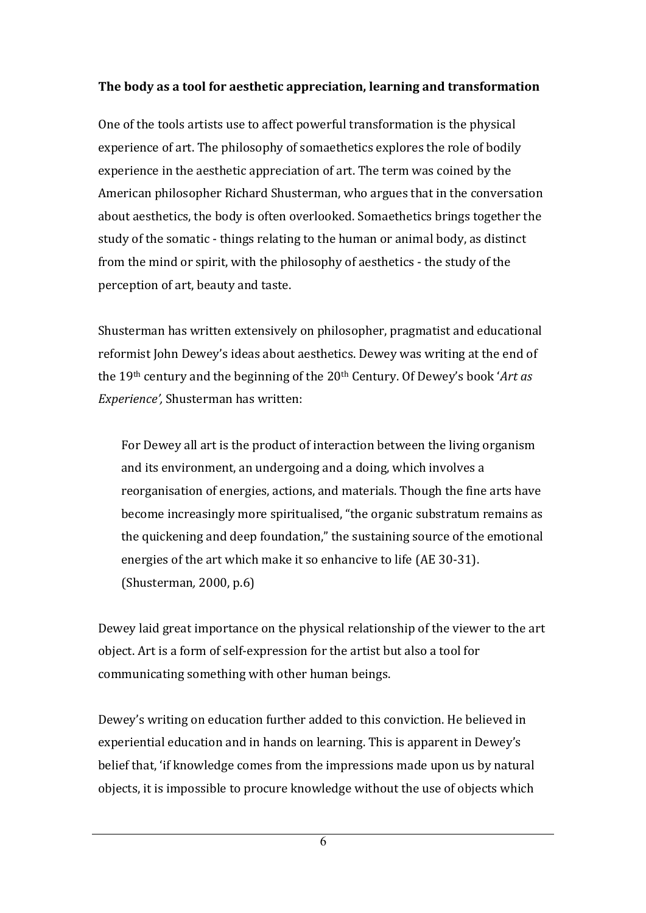**The body as a tool for aesthetic appreciation, learning and transformation**

One of the tools artists use to affect powerful transformation is the physical experience of art. The philosophy of somaethetics explores the role of bodily experience in the aesthetic appreciation of art. The term was coined by the American philosopher Richard Shusterman, who argues that in the conversation about aesthetics, the body is often overlooked. Somaethetics brings together the study of the somatic - things relating to the human or animal body, as distinct from the mind or spirit, with the philosophy of aesthetics - the study of the perception of art, beauty and taste.

Shusterman has written extensively on philosopher, pragmatist and educational reformist John Dewey's ideas about aesthetics. Dewey was writing at the end of the 19th century and the beginning of the 20th Century. Of Dewey's book '*Art as Experience',* Shusterman has written:

> For Dewey all art is the product of interaction between the living organism and its environment, an undergoing and a doing, which involves a reorganisation of energies, actions, and materials. Though the fine arts have become increasingly more spiritualised, "the organic substratum remains as the quickening and deep foundation," the sustaining source of the emotional energies of the art which make it so enhancive to life (AE 30-31). (Shusterman*,* 2000, p.6)

Dewey laid great importance on the physical relationship of the viewer to the art object. Art is a form of self-expression for the artist but also a tool for communicating something with other human beings.

Dewey's writing on education further added to this conviction. He believed in experiential education and in hands on learning. This is apparent in Dewey's belief that, 'if knowledge comes from the impressions made upon us by natural objects, it is impossible to procure knowledge without the use of objects which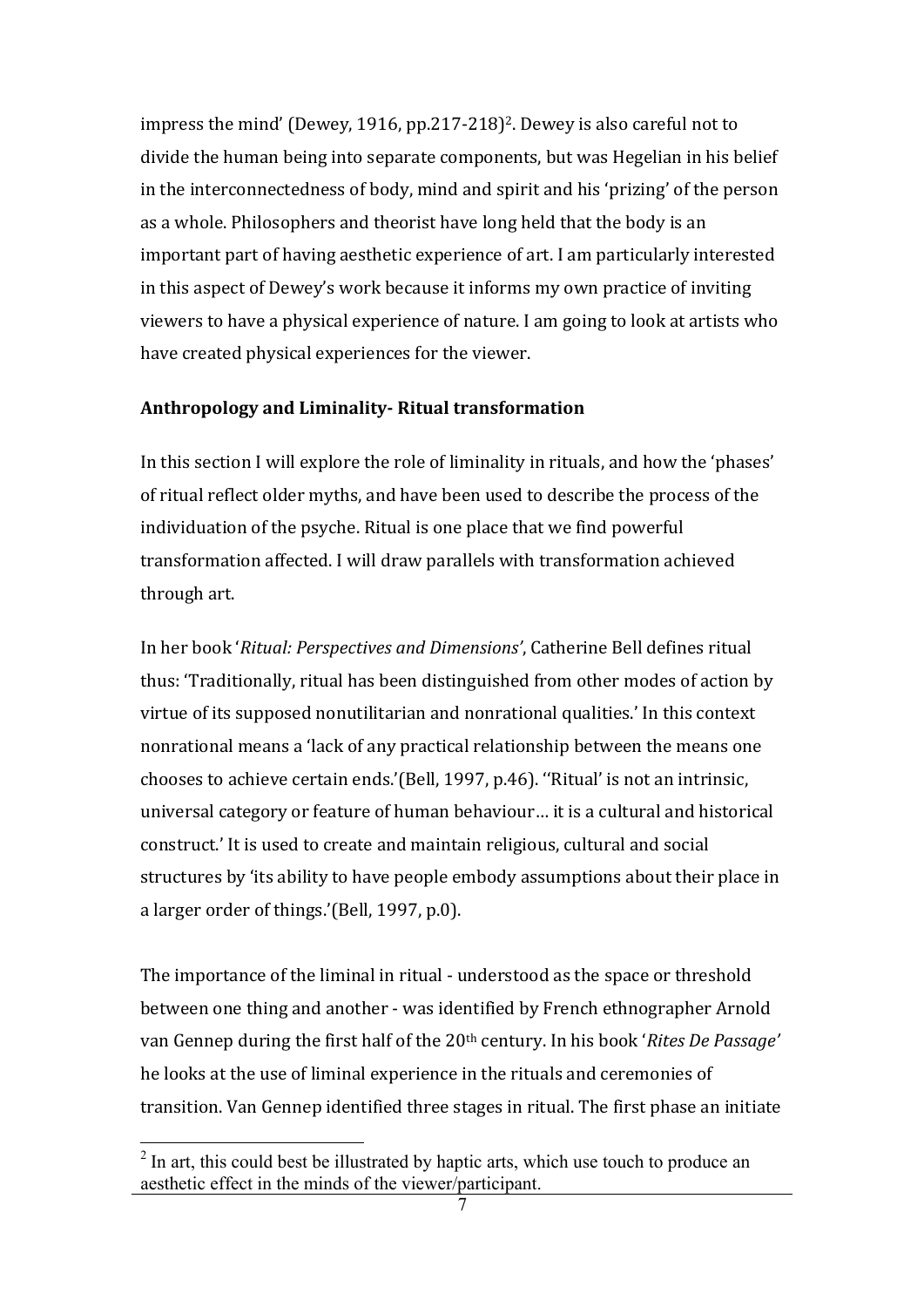impress the mind' (Dewey, 1916, pp.217-218)[2]. Dewey is also careful not to divide the human being into separate components, but was Hegelian in his belief in the interconnectedness of body, mind and spirit and his 'prizing' of the person as a whole. Philosophers and theorist have long held that the body is an important part of having aesthetic experience of art. I am particularly interested in this aspect of Dewey's work because it informs my own practice of inviting viewers to have a physical experience of nature. I am going to look at artists who have created physical experiences for the viewer.

**Anthropology and Liminality- Ritual transformation**

In this section I will explore the role of liminality in rituals, and how the 'phases' of ritual reflect older myths, and have been used to describe the process of the individuation of the psyche. Ritual is one place that we find powerful transformation affected. I will draw parallels with transformation achieved through art.

In her book '*Ritual: Perspectives and Dimensions'*, Catherine Bell defines ritual thus: 'Traditionally, ritual has been distinguished from other modes of action by virtue of its supposed nonutilitarian and nonrational qualities.' In this context nonrational means a 'lack of any practical relationship between the means one chooses to achieve certain ends.'(Bell, 1997, p.46). ''Ritual' is not an intrinsic, universal category or feature of human behaviour… it is a cultural and historical construct.' It is used to create and maintain religious, cultural and social structures by 'its ability to have people embody assumptions about their place in a larger order of things.'(Bell, 1997, p.0).

The importance of the liminal in ritual - understood as the space or threshold between one thing and another - was identified by French ethnographer Arnold van Gennep during the first half of the 20th century. In his book '*Rites De Passage'* he looks at the use of liminal experience in the rituals and ceremonies of transition. Van Gennep identified three stages in ritual. The first phase an initiate

[2] In art, this could best be illustrated by haptic arts, which use touch to produce an aesthetic effect in the minds of the viewer/participant.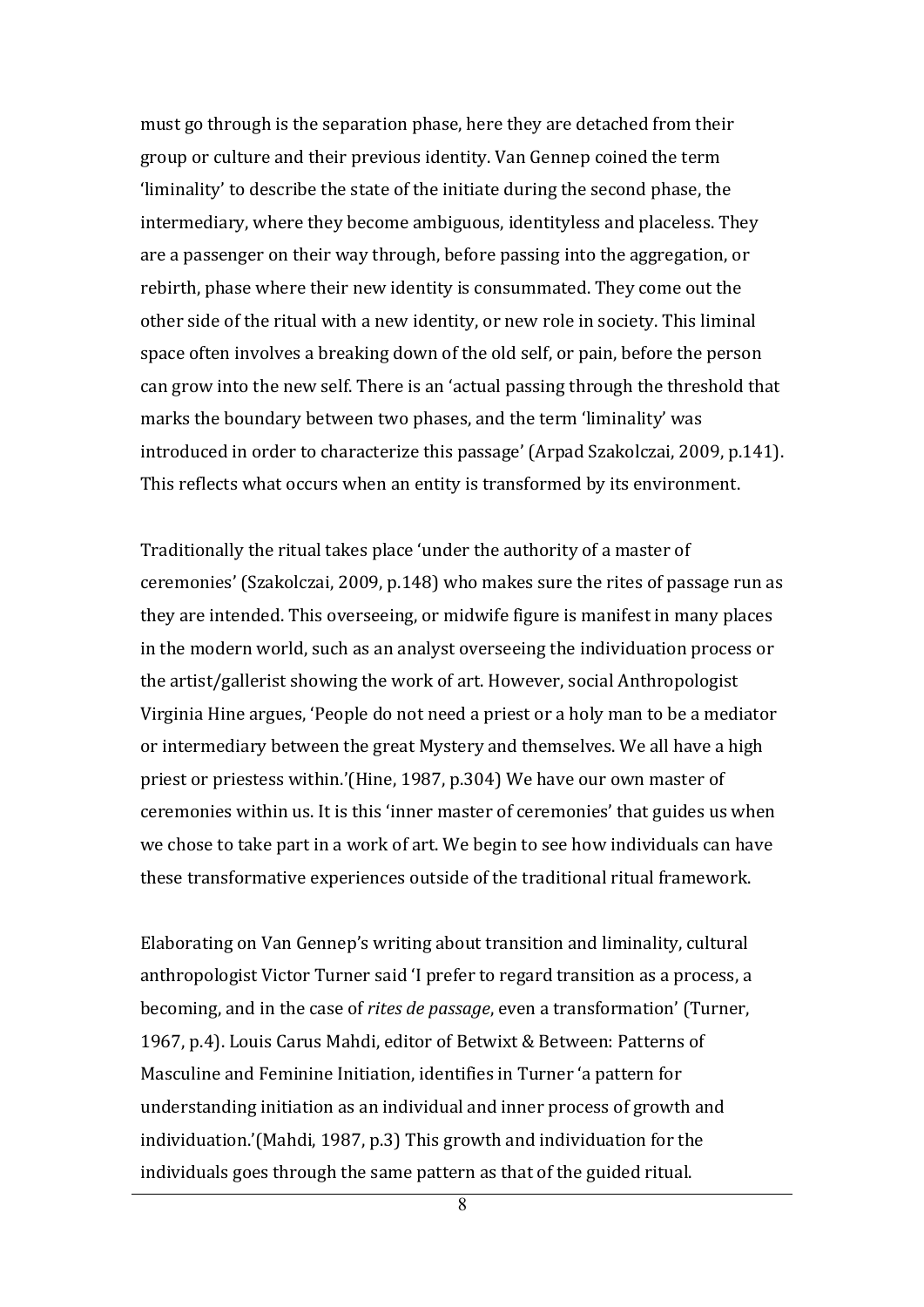must go through is the separation phase, here they are detached from their group or culture and their previous identity. Van Gennep coined the term 'liminality' to describe the state of the initiate during the second phase, the intermediary, where they become ambiguous, identityless and placeless. They are a passenger on their way through, before passing into the aggregation, or rebirth, phase where their new identity is consummated. They come out the other side of the ritual with a new identity, or new role in society. This liminal space often involves a breaking down of the old self, or pain, before the person can grow into the new self. There is an 'actual passing through the threshold that marks the boundary between two phases, and the term 'liminality' was introduced in order to characterize this passage' (Arpad Szakolczai, 2009, p.141). This reflects what occurs when an entity is transformed by its environment.

Traditionally the ritual takes place 'under the authority of a master of ceremonies' (Szakolczai, 2009, p.148) who makes sure the rites of passage run as they are intended. This overseeing, or midwife figure is manifest in many places in the modern world, such as an analyst overseeing the individuation process or the artist/gallerist showing the work of art. However, social Anthropologist Virginia Hine argues, 'People do not need a priest or a holy man to be a mediator or intermediary between the great Mystery and themselves. We all have a high priest or priestess within.'(Hine, 1987, p.304) We have our own master of ceremonies within us. It is this 'inner master of ceremonies' that guides us when we chose to take part in a work of art. We begin to see how individuals can have these transformative experiences outside of the traditional ritual framework.

Elaborating on Van Gennep's writing about transition and liminality, cultural anthropologist Victor Turner said 'I prefer to regard transition as a process, a becoming, and in the case of *rites de passage*, even a transformation' (Turner, 1967, p.4). Louis Carus Mahdi, editor of Betwixt & Between: Patterns of Masculine and Feminine Initiation, identifies in Turner 'a pattern for understanding initiation as an individual and inner process of growth and individuation.'(Mahdi, 1987, p.3) This growth and individuation for the individuals goes through the same pattern as that of the guided ritual.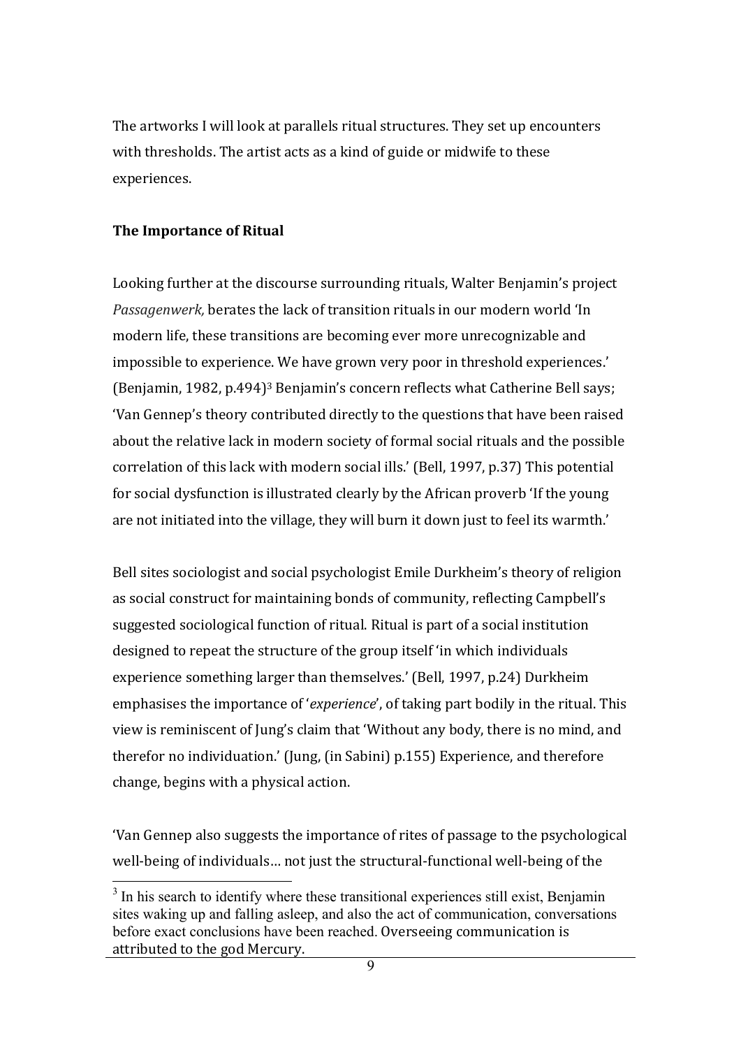The artworks I will look at parallels ritual structures. They set up encounters with thresholds. The artist acts as a kind of guide or midwife to these experiences.

**The Importance of Ritual**

Looking further at the discourse surrounding rituals, Walter Benjamin's project *Passagenwerk,* berates the lack of transition rituals in our modern world 'In modern life, these transitions are becoming ever more unrecognizable and impossible to experience. We have grown very poor in threshold experiences.' (Benjamin, 1982, p.494)[3] Benjamin's concern reflects what Catherine Bell says; 'Van Gennep's theory contributed directly to the questions that have been raised about the relative lack in modern society of formal social rituals and the possible correlation of this lack with modern social ills.' (Bell, 1997, p.37) This potential for social dysfunction is illustrated clearly by the African proverb 'If the young are not initiated into the village, they will burn it down just to feel its warmth.'

Bell sites sociologist and social psychologist Emile Durkheim's theory of religion as social construct for maintaining bonds of community, reflecting Campbell's suggested sociological function of ritual. Ritual is part of a social institution designed to repeat the structure of the group itself 'in which individuals experience something larger than themselves.' (Bell, 1997, p.24) Durkheim emphasises the importance of '*experience*', of taking part bodily in the ritual. This view is reminiscent of Jung's claim that 'Without any body, there is no mind, and therefor no individuation.' (Jung, (in Sabini) p.155) Experience, and therefore change, begins with a physical action.

'Van Gennep also suggests the importance of rites of passage to the psychological well-being of individuals… not just the structural-functional well-being of the

[3] In his search to identify where these transitional experiences still exist, Benjamin sites waking up and falling asleep, and also the act of communication, conversations before exact conclusions have been reached. Overseeing communication is attributed to the god Mercury.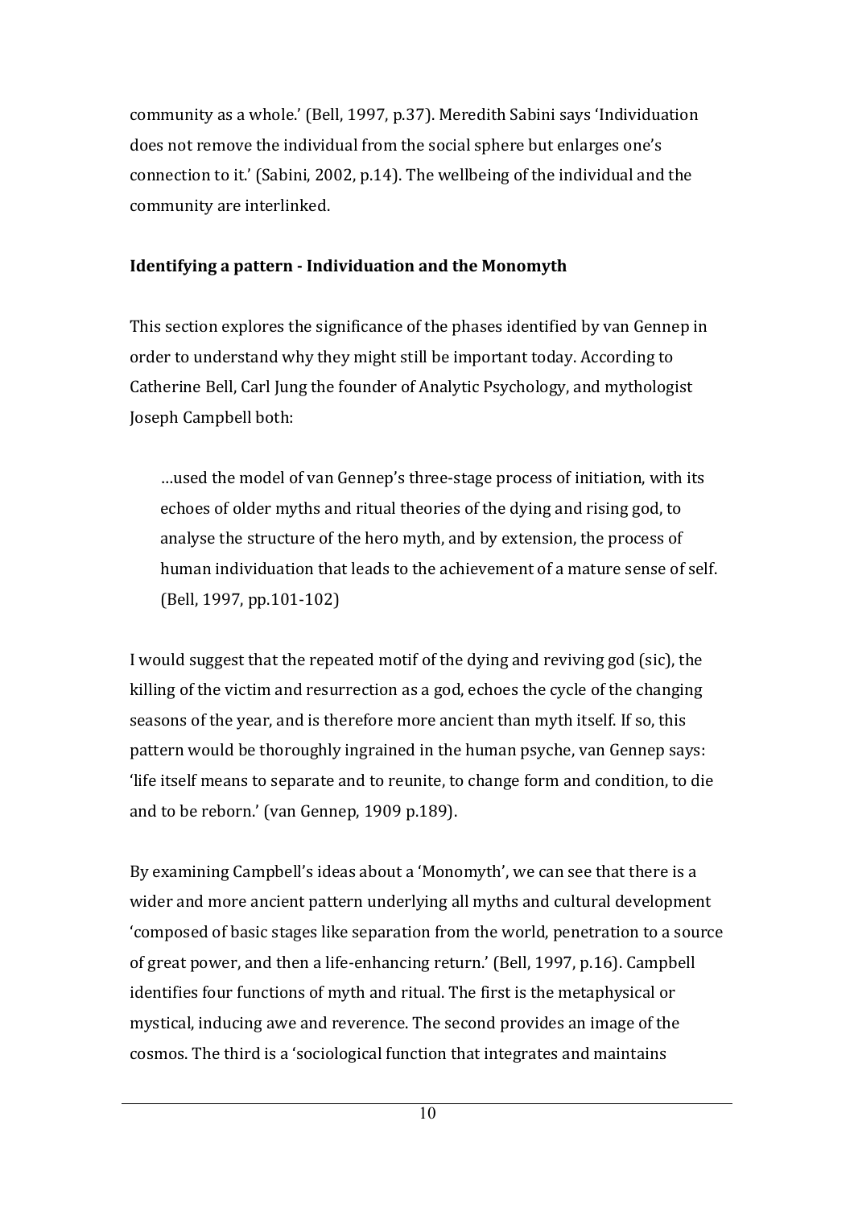community as a whole.' (Bell, 1997, p.37). Meredith Sabini says 'Individuation does not remove the individual from the social sphere but enlarges one's connection to it.' (Sabini, 2002, p.14). The wellbeing of the individual and the community are interlinked.

**Identifying a pattern - Individuation and the Monomyth**

This section explores the significance of the phases identified by van Gennep in order to understand why they might still be important today. According to Catherine Bell, Carl Jung the founder of Analytic Psychology, and mythologist Joseph Campbell both:

> …used the model of van Gennep's three-stage process of initiation, with its echoes of older myths and ritual theories of the dying and rising god, to analyse the structure of the hero myth, and by extension, the process of human individuation that leads to the achievement of a mature sense of self. (Bell, 1997, pp.101-102)

I would suggest that the repeated motif of the dying and reviving god (sic), the killing of the victim and resurrection as a god, echoes the cycle of the changing seasons of the year, and is therefore more ancient than myth itself. If so, this pattern would be thoroughly ingrained in the human psyche, van Gennep says: 'life itself means to separate and to reunite, to change form and condition, to die and to be reborn.' (van Gennep, 1909 p.189).

By examining Campbell's ideas about a 'Monomyth', we can see that there is a wider and more ancient pattern underlying all myths and cultural development 'composed of basic stages like separation from the world, penetration to a source of great power, and then a life-enhancing return.' (Bell, 1997, p.16). Campbell identifies four functions of myth and ritual. The first is the metaphysical or mystical, inducing awe and reverence. The second provides an image of the cosmos. The third is a 'sociological function that integrates and maintains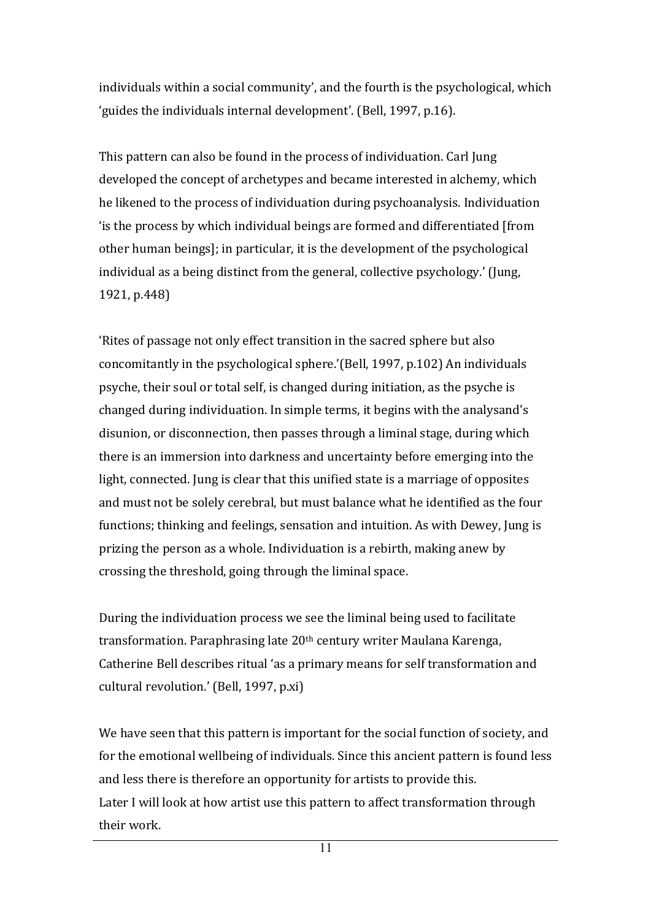individuals within a social community', and the fourth is the psychological, which 'guides the individuals internal development'. (Bell, 1997, p.16).

This pattern can also be found in the process of individuation. Carl Jung developed the concept of archetypes and became interested in alchemy, which he likened to the process of individuation during psychoanalysis. Individuation 'is the process by which individual beings are formed and differentiated [from other human beings]; in particular, it is the development of the psychological individual as a being distinct from the general, collective psychology.' (Jung, 1921, p.448)

'Rites of passage not only effect transition in the sacred sphere but also concomitantly in the psychological sphere.'(Bell, 1997, p.102) An individuals psyche, their soul or total self, is changed during initiation, as the psyche is changed during individuation. In simple terms, it begins with the analysand's disunion, or disconnection, then passes through a liminal stage, during which there is an immersion into darkness and uncertainty before emerging into the light, connected. Jung is clear that this unified state is a marriage of opposites and must not be solely cerebral, but must balance what he identified as the four functions; thinking and feelings, sensation and intuition. As with Dewey, Jung is prizing the person as a whole. Individuation is a rebirth, making anew by crossing the threshold, going through the liminal space.

During the individuation process we see the liminal being used to facilitate transformation. Paraphrasing late 20th century writer Maulana Karenga, Catherine Bell describes ritual 'as a primary means for self transformation and cultural revolution.' (Bell, 1997, p.xi)

We have seen that this pattern is important for the social function of society, and for the emotional wellbeing of individuals. Since this ancient pattern is found less and less there is therefore an opportunity for artists to provide this.
Later I will look at how artist use this pattern to affect transformation through their work.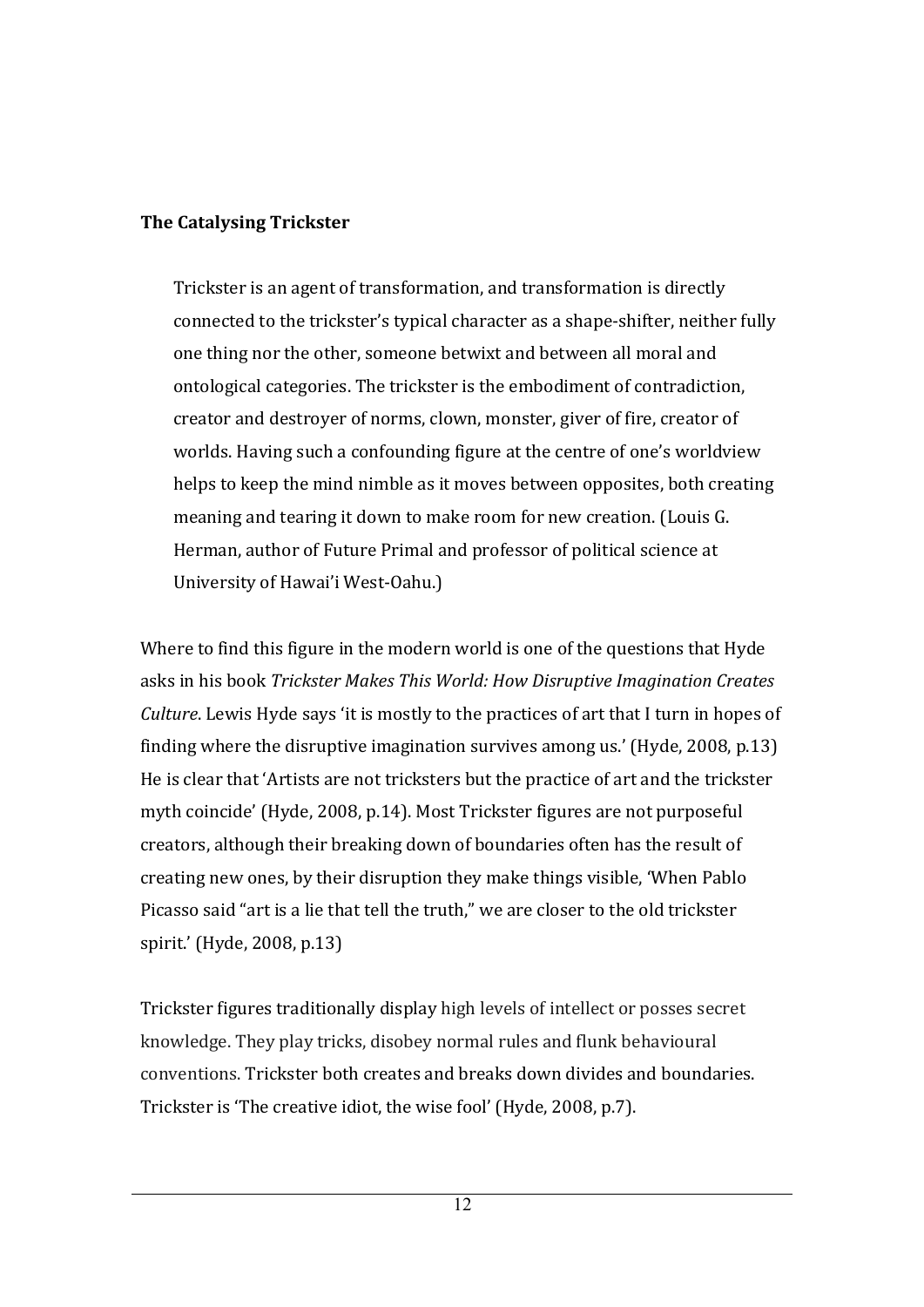**The Catalysing Trickster**

> Trickster is an agent of transformation, and transformation is directly connected to the trickster's typical character as a shape-shifter, neither fully one thing nor the other, someone betwixt and between all moral and ontological categories. The trickster is the embodiment of contradiction, creator and destroyer of norms, clown, monster, giver of fire, creator of worlds. Having such a confounding figure at the centre of one's worldview helps to keep the mind nimble as it moves between opposites, both creating meaning and tearing it down to make room for new creation. (Louis G. Herman, author of Future Primal and professor of political science at University of Hawai'i West-Oahu.)

Where to find this figure in the modern world is one of the questions that Hyde asks in his book *Trickster Makes This World: How Disruptive Imagination Creates Culture*. Lewis Hyde says 'it is mostly to the practices of art that I turn in hopes of finding where the disruptive imagination survives among us.' (Hyde, 2008, p.13) He is clear that 'Artists are not tricksters but the practice of art and the trickster myth coincide' (Hyde, 2008, p.14). Most Trickster figures are not purposeful creators, although their breaking down of boundaries often has the result of creating new ones, by their disruption they make things visible, 'When Pablo Picasso said "art is a lie that tell the truth," we are closer to the old trickster spirit.' (Hyde, 2008, p.13)

Trickster figures traditionally display high levels of intellect or posses secret knowledge. They play tricks, disobey normal rules and flunk behavioural conventions. Trickster both creates and breaks down divides and boundaries. Trickster is 'The creative idiot, the wise fool' (Hyde, 2008, p.7).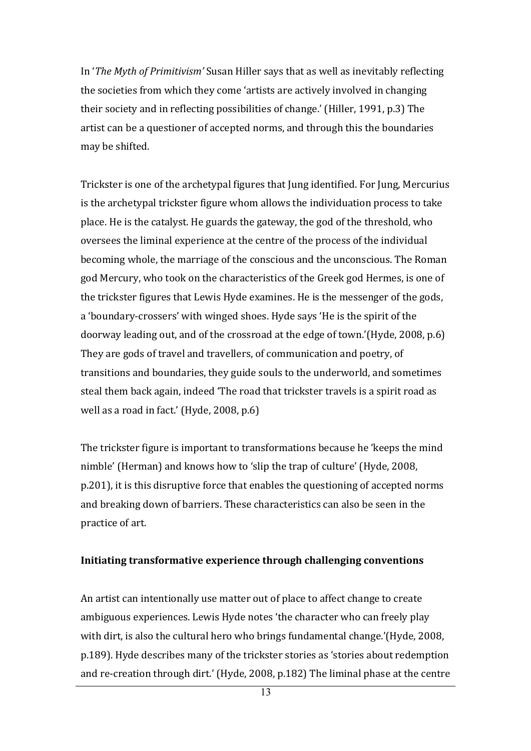In '*The Myth of Primitivism'* Susan Hiller says that as well as inevitably reflecting the societies from which they come 'artists are actively involved in changing their society and in reflecting possibilities of change.' (Hiller, 1991, p.3) The artist can be a questioner of accepted norms, and through this the boundaries may be shifted.

Trickster is one of the archetypal figures that Jung identified. For Jung, Mercurius is the archetypal trickster figure whom allows the individuation process to take place. He is the catalyst. He guards the gateway, the god of the threshold, who oversees the liminal experience at the centre of the process of the individual becoming whole, the marriage of the conscious and the unconscious. The Roman god Mercury, who took on the characteristics of the Greek god Hermes, is one of the trickster figures that Lewis Hyde examines. He is the messenger of the gods, a 'boundary-crossers' with winged shoes. Hyde says 'He is the spirit of the doorway leading out, and of the crossroad at the edge of town.'(Hyde, 2008, p.6) They are gods of travel and travellers, of communication and poetry, of transitions and boundaries, they guide souls to the underworld, and sometimes steal them back again, indeed 'The road that trickster travels is a spirit road as well as a road in fact.' (Hyde, 2008, p.6)

The trickster figure is important to transformations because he 'keeps the mind nimble' (Herman) and knows how to 'slip the trap of culture' (Hyde, 2008, p.201), it is this disruptive force that enables the questioning of accepted norms and breaking down of barriers. These characteristics can also be seen in the practice of art.

**Initiating transformative experience through challenging conventions**

An artist can intentionally use matter out of place to affect change to create ambiguous experiences. Lewis Hyde notes 'the character who can freely play with dirt, is also the cultural hero who brings fundamental change.'(Hyde, 2008, p.189). Hyde describes many of the trickster stories as 'stories about redemption and re-creation through dirt.' (Hyde, 2008, p.182) The liminal phase at the centre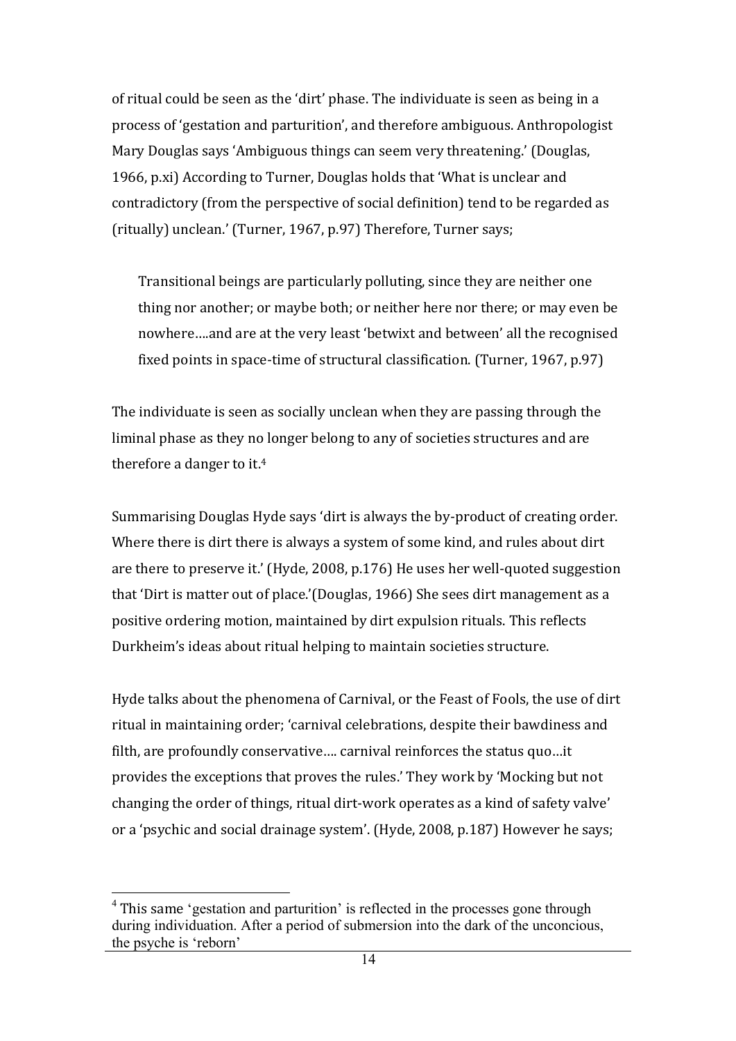of ritual could be seen as the 'dirt' phase. The individuate is seen as being in a process of 'gestation and parturition', and therefore ambiguous. Anthropologist Mary Douglas says 'Ambiguous things can seem very threatening.' (Douglas, 1966, p.xi) According to Turner, Douglas holds that 'What is unclear and contradictory (from the perspective of social definition) tend to be regarded as (ritually) unclean.' (Turner, 1967, p.97) Therefore, Turner says;

> Transitional beings are particularly polluting, since they are neither one thing nor another; or maybe both; or neither here nor there; or may even be nowhere….and are at the very least 'betwixt and between' all the recognised fixed points in space-time of structural classification. (Turner, 1967, p.97)

The individuate is seen as socially unclean when they are passing through the liminal phase as they no longer belong to any of societies structures and are therefore a danger to it.[4]

Summarising Douglas Hyde says 'dirt is always the by-product of creating order. Where there is dirt there is always a system of some kind, and rules about dirt are there to preserve it.' (Hyde, 2008, p.176) He uses her well-quoted suggestion that 'Dirt is matter out of place.'(Douglas, 1966) She sees dirt management as a positive ordering motion, maintained by dirt expulsion rituals. This reflects Durkheim's ideas about ritual helping to maintain societies structure.

Hyde talks about the phenomena of Carnival, or the Feast of Fools, the use of dirt ritual in maintaining order; 'carnival celebrations, despite their bawdiness and filth, are profoundly conservative…. carnival reinforces the status quo…it provides the exceptions that proves the rules.' They work by 'Mocking but not changing the order of things, ritual dirt-work operates as a kind of safety valve' or a 'psychic and social drainage system'. (Hyde, 2008, p.187) However he says;

---

[4] This same 'gestation and parturition' is reflected in the processes gone through during individuation. After a period of submersion into the dark of the unconcious, the psyche is 'reborn'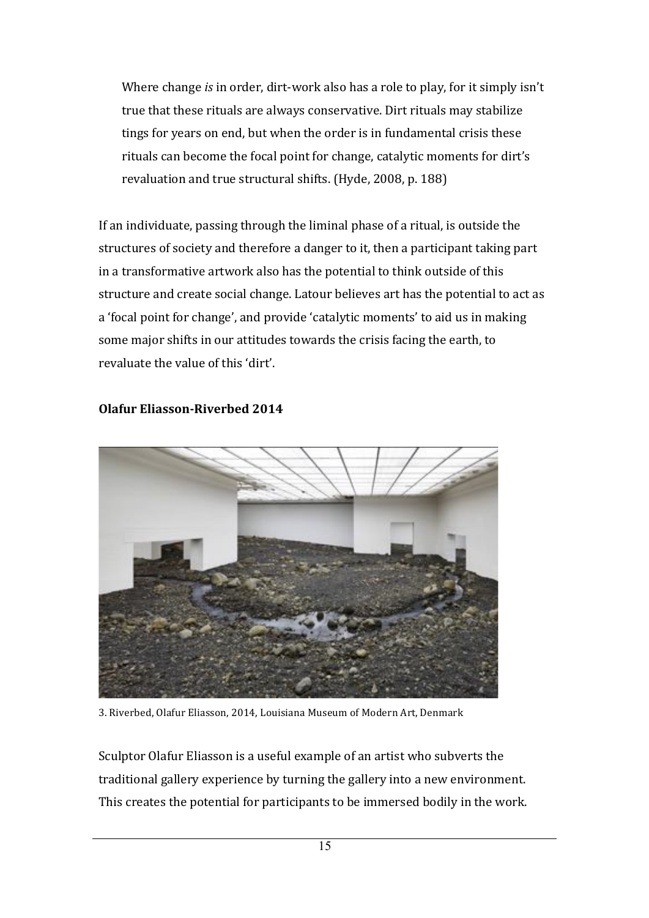> Where change *is* in order, dirt-work also has a role to play, for it simply isn't true that these rituals are always conservative. Dirt rituals may stabilize tings for years on end, but when the order is in fundamental crisis these rituals can become the focal point for change, catalytic moments for dirt's revaluation and true structural shifts. (Hyde, 2008, p. 188)

If an individuate, passing through the liminal phase of a ritual, is outside the structures of society and therefore a danger to it, then a participant taking part in a transformative artwork also has the potential to think outside of this structure and create social change. Latour believes art has the potential to act as a 'focal point for change', and provide 'catalytic moments' to aid us in making some major shifts in our attitudes towards the crisis facing the earth, to revaluate the value of this 'dirt'.

**Olafur Eliasson-Riverbed 2014**

3. Riverbed, Olafur Eliasson, 2014, Louisiana Museum of Modern Art, Denmark

Sculptor Olafur Eliasson is a useful example of an artist who subverts the traditional gallery experience by turning the gallery into a new environment. This creates the potential for participants to be immersed bodily in the work.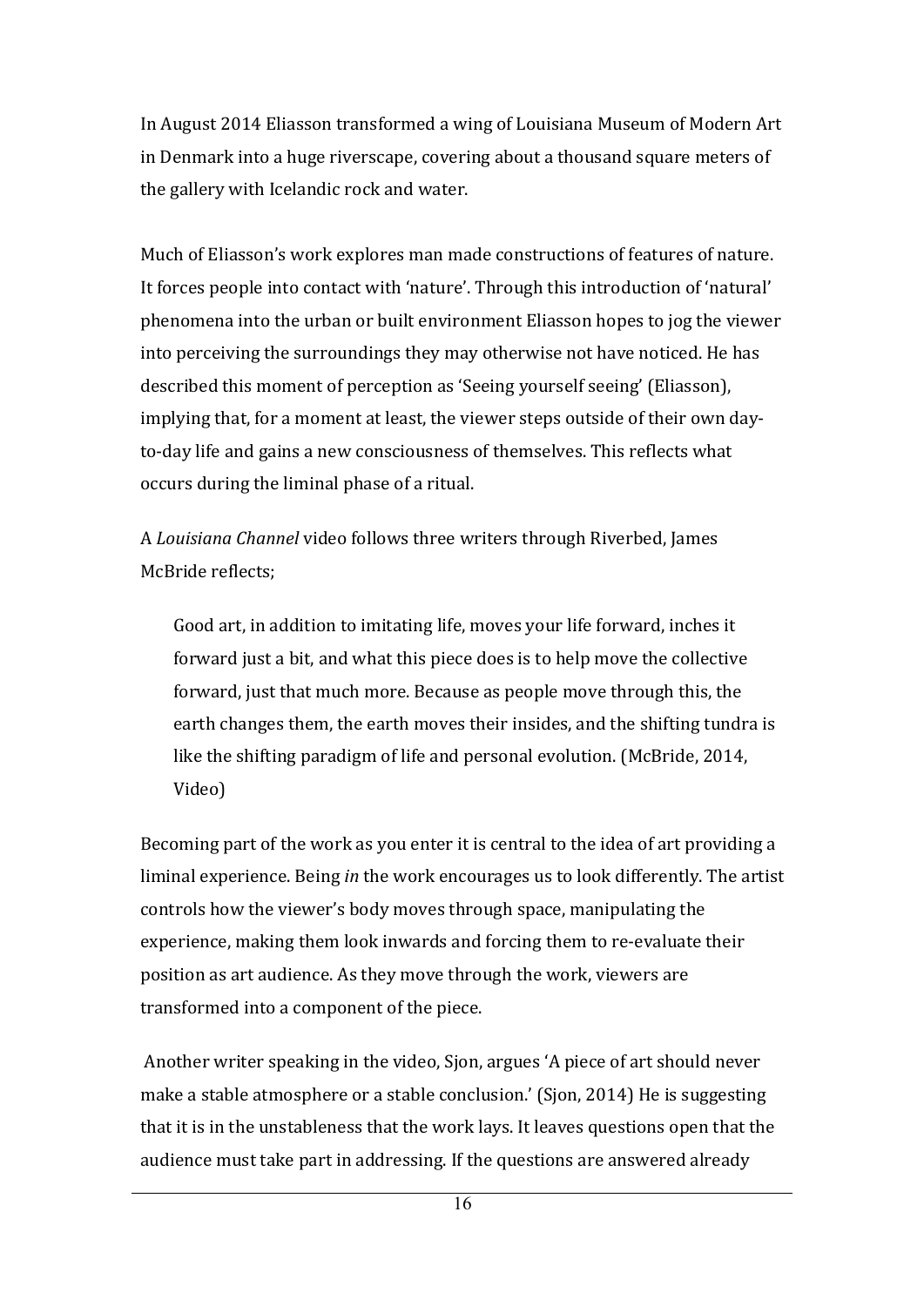In August 2014 Eliasson transformed a wing of Louisiana Museum of Modern Art in Denmark into a huge riverscape, covering about a thousand square meters of the gallery with Icelandic rock and water.

Much of Eliasson's work explores man made constructions of features of nature. It forces people into contact with 'nature'. Through this introduction of 'natural' phenomena into the urban or built environment Eliasson hopes to jog the viewer into perceiving the surroundings they may otherwise not have noticed. He has described this moment of perception as 'Seeing yourself seeing' (Eliasson), implying that, for a moment at least, the viewer steps outside of their own day-to-day life and gains a new consciousness of themselves. This reflects what occurs during the liminal phase of a ritual.

A *Louisiana Channel* video follows three writers through Riverbed, James McBride reflects;

> Good art, in addition to imitating life, moves your life forward, inches it forward just a bit, and what this piece does is to help move the collective forward, just that much more. Because as people move through this, the earth changes them, the earth moves their insides, and the shifting tundra is like the shifting paradigm of life and personal evolution. (McBride, 2014, Video)

Becoming part of the work as you enter it is central to the idea of art providing a liminal experience. Being *in* the work encourages us to look differently. The artist controls how the viewer's body moves through space, manipulating the experience, making them look inwards and forcing them to re-evaluate their position as art audience. As they move through the work, viewers are transformed into a component of the piece.

Another writer speaking in the video, Sjon, argues 'A piece of art should never make a stable atmosphere or a stable conclusion.' (Sjon, 2014) He is suggesting that it is in the unstableness that the work lays. It leaves questions open that the audience must take part in addressing. If the questions are answered already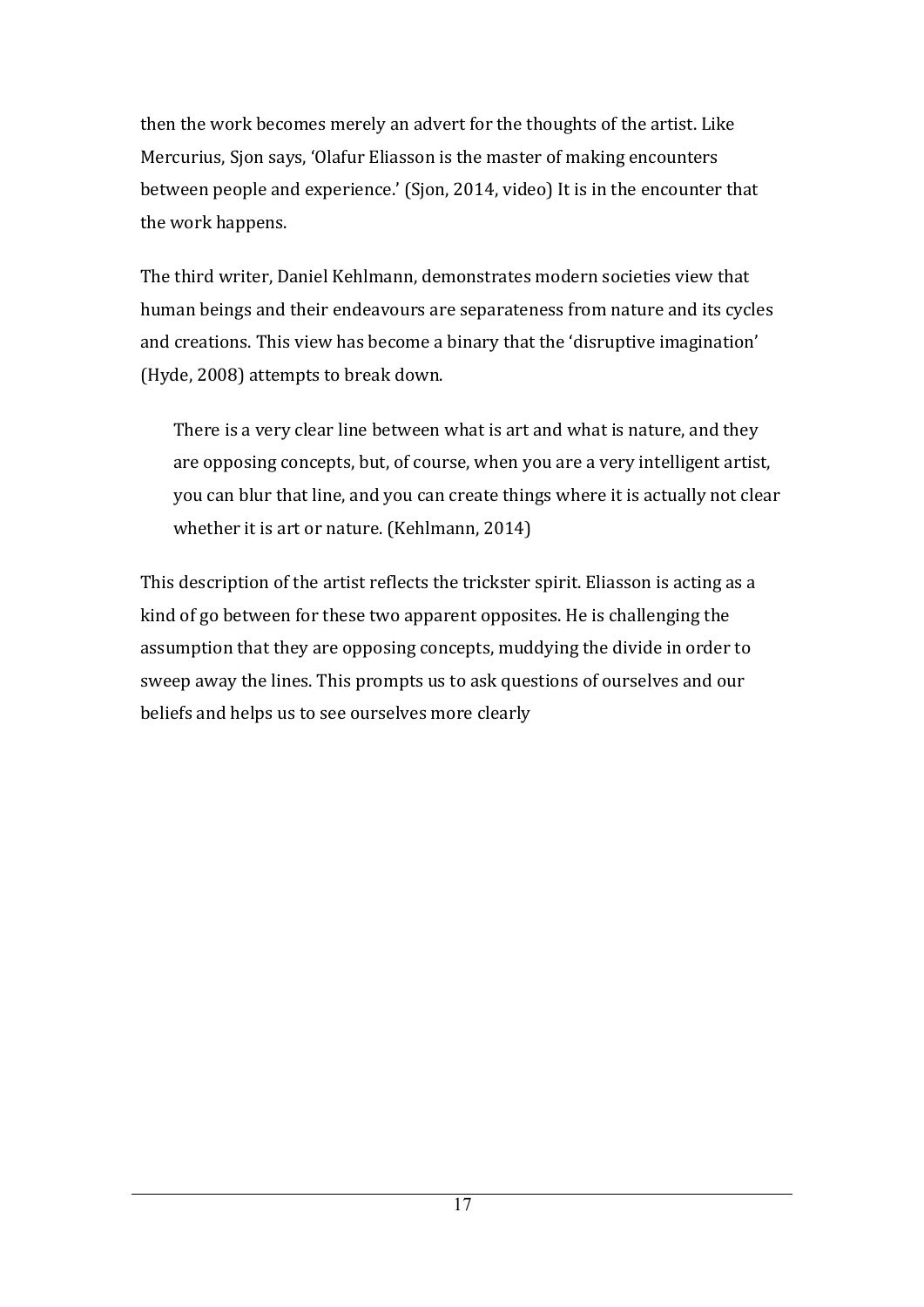then the work becomes merely an advert for the thoughts of the artist. Like Mercurius, Sjon says, 'Olafur Eliasson is the master of making encounters between people and experience.' (Sjon, 2014, video) It is in the encounter that the work happens.

The third writer, Daniel Kehlmann, demonstrates modern societies view that human beings and their endeavours are separateness from nature and its cycles and creations. This view has become a binary that the 'disruptive imagination' (Hyde, 2008) attempts to break down.

> There is a very clear line between what is art and what is nature, and they are opposing concepts, but, of course, when you are a very intelligent artist, you can blur that line, and you can create things where it is actually not clear whether it is art or nature. (Kehlmann, 2014)

This description of the artist reflects the trickster spirit. Eliasson is acting as a kind of go between for these two apparent opposites. He is challenging the assumption that they are opposing concepts, muddying the divide in order to sweep away the lines. This prompts us to ask questions of ourselves and our beliefs and helps us to see ourselves more clearly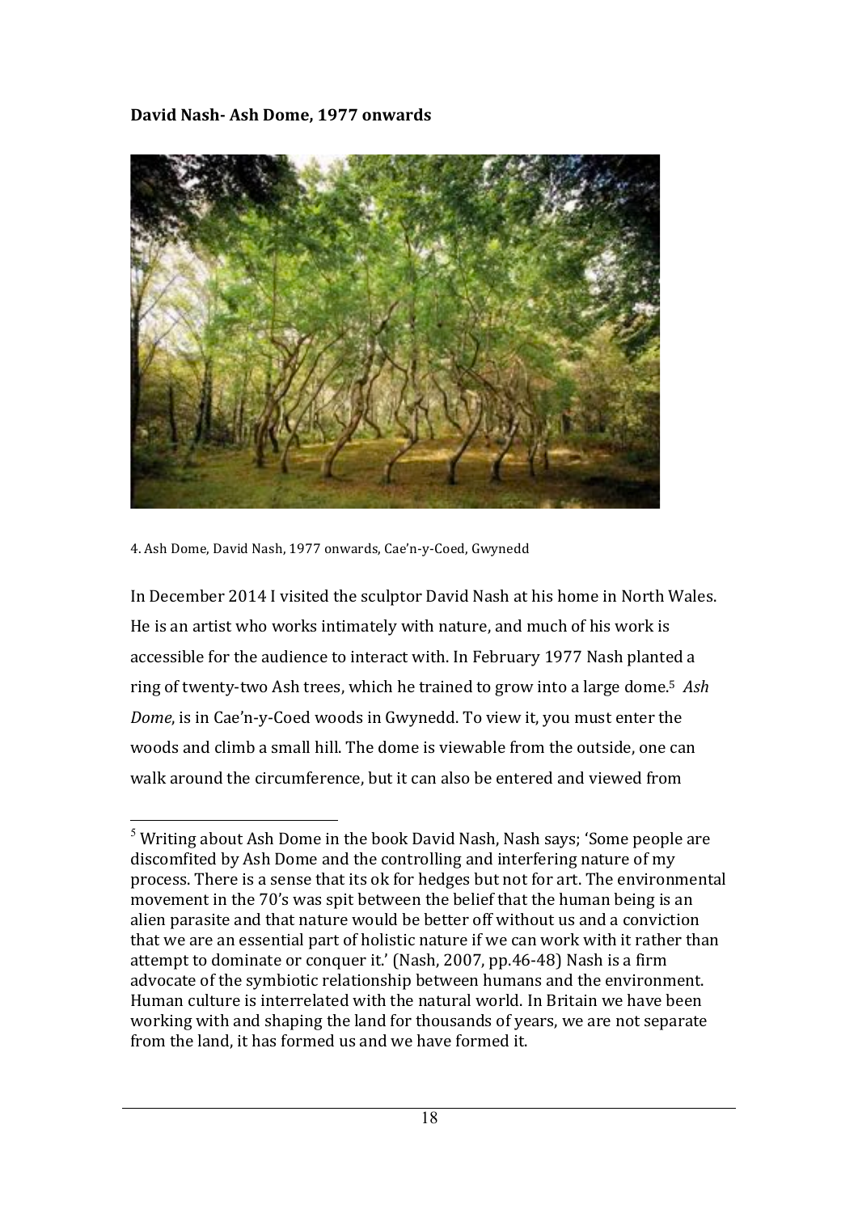**David Nash- Ash Dome, 1977 onwards**

4. Ash Dome, David Nash, 1977 onwards, Cae'n-y-Coed, Gwynedd

In December 2014 I visited the sculptor David Nash at his home in North Wales. He is an artist who works intimately with nature, and much of his work is accessible for the audience to interact with. In February 1977 Nash planted a ring of twenty-two Ash trees, which he trained to grow into a large dome.[5] *Ash Dome*, is in Cae'n-y-Coed woods in Gwynedd. To view it, you must enter the woods and climb a small hill. The dome is viewable from the outside, one can walk around the circumference, but it can also be entered and viewed from

[5] Writing about Ash Dome in the book David Nash, Nash says; 'Some people are discomfited by Ash Dome and the controlling and interfering nature of my process. There is a sense that its ok for hedges but not for art. The environmental movement in the 70's was spit between the belief that the human being is an alien parasite and that nature would be better off without us and a conviction that we are an essential part of holistic nature if we can work with it rather than attempt to dominate or conquer it.' (Nash, 2007, pp.46-48) Nash is a firm advocate of the symbiotic relationship between humans and the environment. Human culture is interrelated with the natural world. In Britain we have been working with and shaping the land for thousands of years, we are not separate from the land, it has formed us and we have formed it.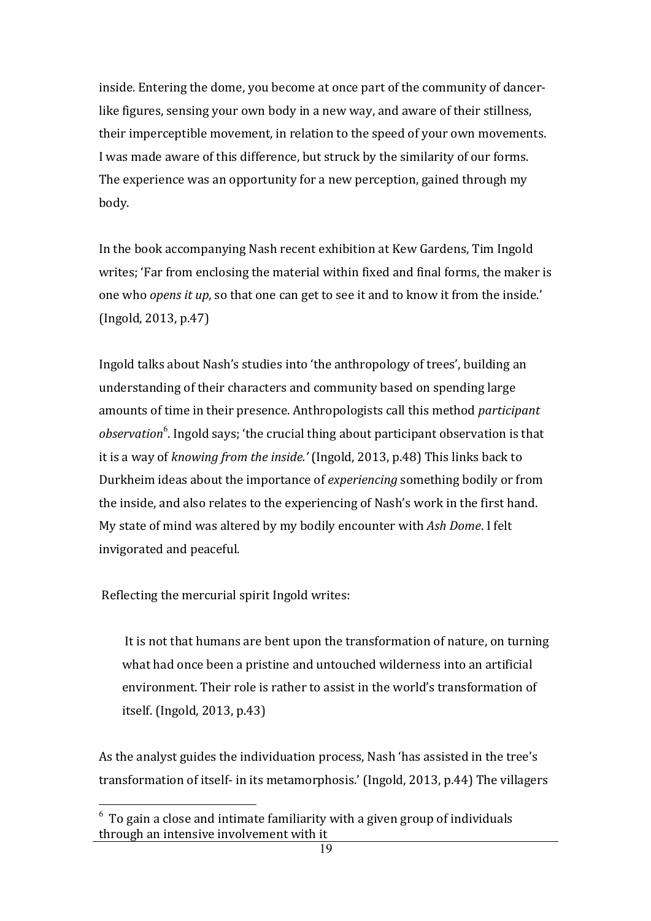inside. Entering the dome, you become at once part of the community of dancer-like figures, sensing your own body in a new way, and aware of their stillness, their imperceptible movement, in relation to the speed of your own movements. I was made aware of this difference, but struck by the similarity of our forms. The experience was an opportunity for a new perception, gained through my body.

In the book accompanying Nash recent exhibition at Kew Gardens, Tim Ingold writes; 'Far from enclosing the material within fixed and final forms, the maker is one who *opens it up*, so that one can get to see it and to know it from the inside.' (Ingold, 2013, p.47)

Ingold talks about Nash's studies into 'the anthropology of trees', building an understanding of their characters and community based on spending large amounts of time in their presence. Anthropologists call this method *participant observation*[6]. Ingold says; 'the crucial thing about participant observation is that it is a way of *knowing from the inside.'* (Ingold, 2013, p.48) This links back to Durkheim ideas about the importance of *experiencing* something bodily or from the inside, and also relates to the experiencing of Nash's work in the first hand. My state of mind was altered by my bodily encounter with *Ash Dome*. I felt invigorated and peaceful.

Reflecting the mercurial spirit Ingold writes:

> It is not that humans are bent upon the transformation of nature, on turning what had once been a pristine and untouched wilderness into an artificial environment. Their role is rather to assist in the world's transformation of itself. (Ingold, 2013, p.43)

As the analyst guides the individuation process, Nash 'has assisted in the tree's transformation of itself- in its metamorphosis.' (Ingold, 2013, p.44) The villagers

[6] To gain a close and intimate familiarity with a given group of individuals through an intensive involvement with it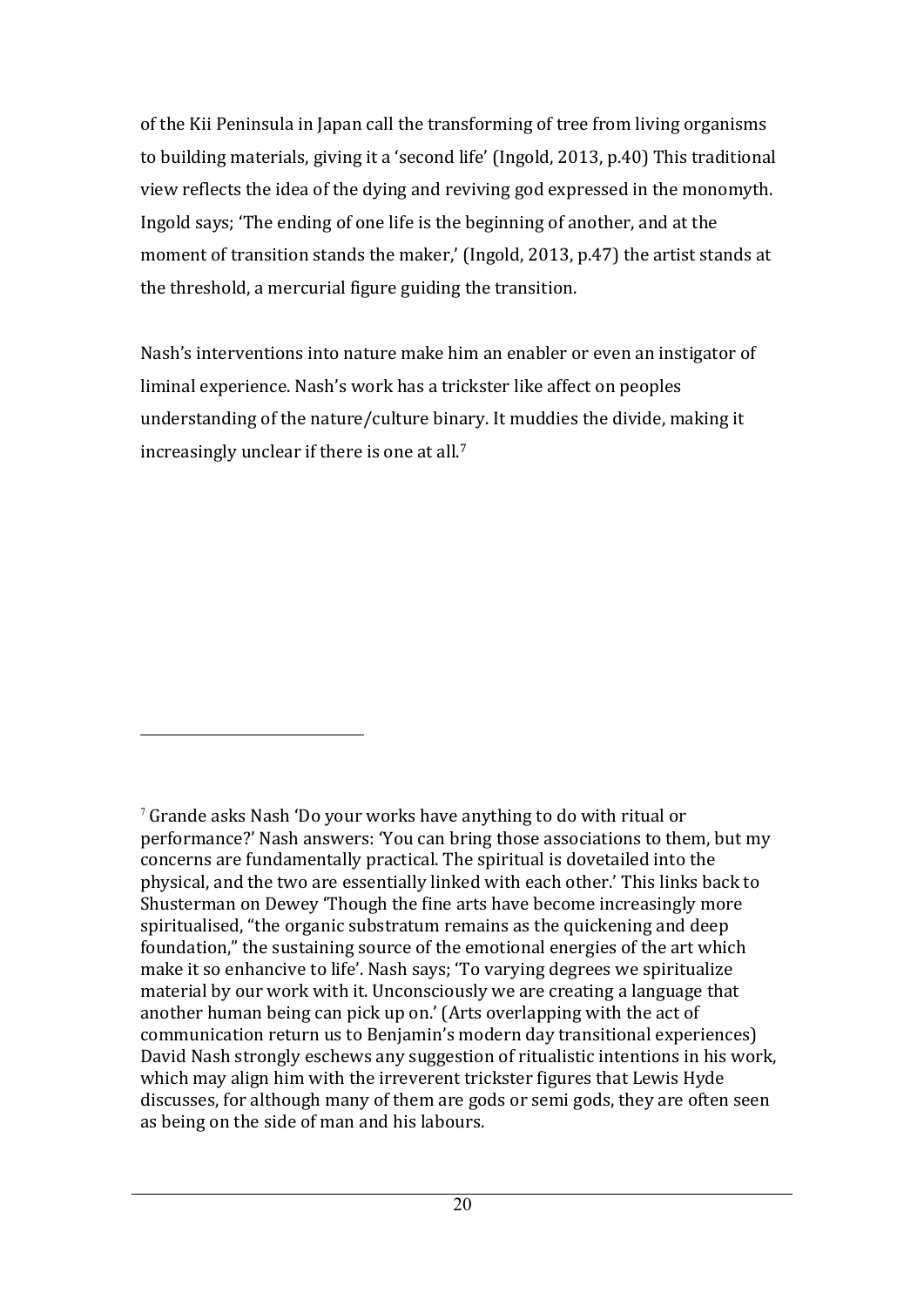of the Kii Peninsula in Japan call the transforming of tree from living organisms to building materials, giving it a 'second life' (Ingold, 2013, p.40) This traditional view reflects the idea of the dying and reviving god expressed in the monomyth. Ingold says; 'The ending of one life is the beginning of another, and at the moment of transition stands the maker,' (Ingold, 2013, p.47) the artist stands at the threshold, a mercurial figure guiding the transition.

Nash's interventions into nature make him an enabler or even an instigator of liminal experience. Nash's work has a trickster like affect on peoples understanding of the nature/culture binary. It muddies the divide, making it increasingly unclear if there is one at all.[7]

---

[7] Grande asks Nash 'Do your works have anything to do with ritual or performance?' Nash answers: 'You can bring those associations to them, but my concerns are fundamentally practical. The spiritual is dovetailed into the physical, and the two are essentially linked with each other.' This links back to Shusterman on Dewey 'Though the fine arts have become increasingly more spiritualised, "the organic substratum remains as the quickening and deep foundation," the sustaining source of the emotional energies of the art which make it so enhancive to life'. Nash says; 'To varying degrees we spiritualize material by our work with it. Unconsciously we are creating a language that another human being can pick up on.' (Arts overlapping with the act of communication return us to Benjamin's modern day transitional experiences) David Nash strongly eschews any suggestion of ritualistic intentions in his work, which may align him with the irreverent trickster figures that Lewis Hyde discusses, for although many of them are gods or semi gods, they are often seen as being on the side of man and his labours.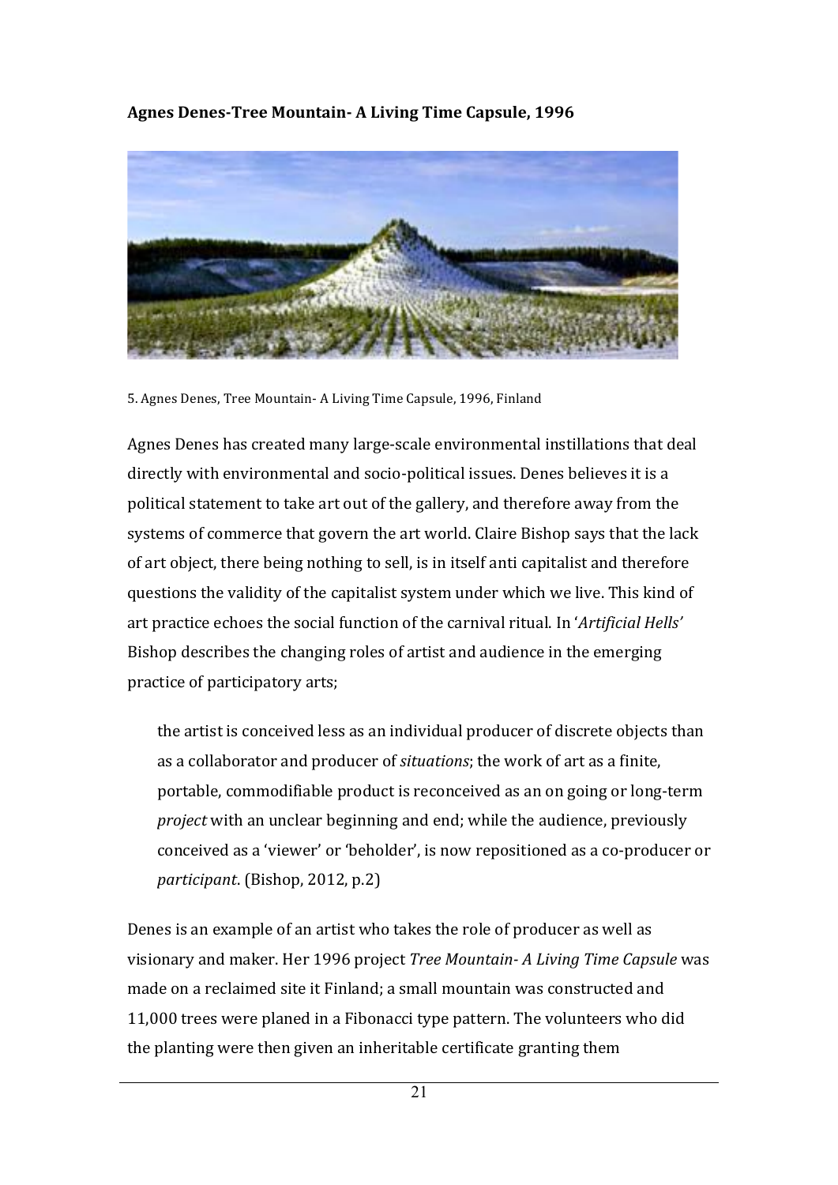**Agnes Denes-Tree Mountain- A Living Time Capsule, 1996**

5. Agnes Denes, Tree Mountain- A Living Time Capsule, 1996, Finland

Agnes Denes has created many large-scale environmental instillations that deal directly with environmental and socio-political issues. Denes believes it is a political statement to take art out of the gallery, and therefore away from the systems of commerce that govern the art world. Claire Bishop says that the lack of art object, there being nothing to sell, is in itself anti capitalist and therefore questions the validity of the capitalist system under which we live. This kind of art practice echoes the social function of the carnival ritual. In '*Artificial Hells*' Bishop describes the changing roles of artist and audience in the emerging practice of participatory arts;

> the artist is conceived less as an individual producer of discrete objects than as a collaborator and producer of *situations*; the work of art as a finite, portable, commodifiable product is reconceived as an on going or long-term *project* with an unclear beginning and end; while the audience, previously conceived as a 'viewer' or 'beholder', is now repositioned as a co-producer or *participant*. (Bishop, 2012, p.2)

Denes is an example of an artist who takes the role of producer as well as visionary and maker. Her 1996 project *Tree Mountain- A Living Time Capsule* was made on a reclaimed site it Finland; a small mountain was constructed and 11,000 trees were planed in a Fibonacci type pattern. The volunteers who did the planting were then given an inheritable certificate granting them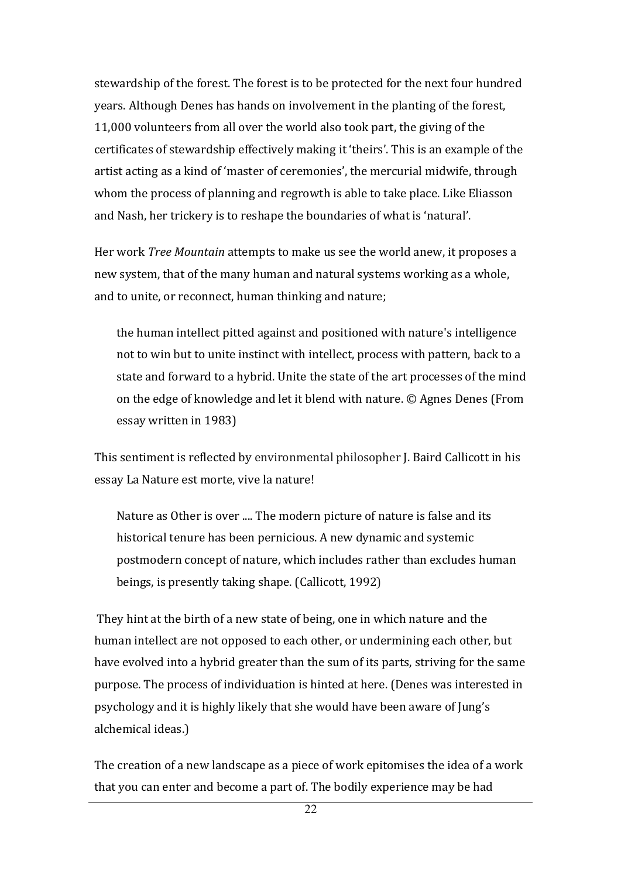stewardship of the forest. The forest is to be protected for the next four hundred years. Although Denes has hands on involvement in the planting of the forest, 11,000 volunteers from all over the world also took part, the giving of the certificates of stewardship effectively making it 'theirs'. This is an example of the artist acting as a kind of 'master of ceremonies', the mercurial midwife, through whom the process of planning and regrowth is able to take place. Like Eliasson and Nash, her trickery is to reshape the boundaries of what is 'natural'.

Her work *Tree Mountain* attempts to make us see the world anew, it proposes a new system, that of the many human and natural systems working as a whole, and to unite, or reconnect, human thinking and nature;

> the human intellect pitted against and positioned with nature's intelligence not to win but to unite instinct with intellect, process with pattern, back to a state and forward to a hybrid. Unite the state of the art processes of the mind on the edge of knowledge and let it blend with nature. © Agnes Denes (From essay written in 1983)

This sentiment is reflected by environmental philosopher J. Baird Callicott in his essay La Nature est morte, vive la nature!

> Nature as Other is over .... The modern picture of nature is false and its historical tenure has been pernicious. A new dynamic and systemic postmodern concept of nature, which includes rather than excludes human beings, is presently taking shape. (Callicott, 1992)

They hint at the birth of a new state of being, one in which nature and the human intellect are not opposed to each other, or undermining each other, but have evolved into a hybrid greater than the sum of its parts, striving for the same purpose. The process of individuation is hinted at here. (Denes was interested in psychology and it is highly likely that she would have been aware of Jung's alchemical ideas.)

The creation of a new landscape as a piece of work epitomises the idea of a work that you can enter and become a part of. The bodily experience may be had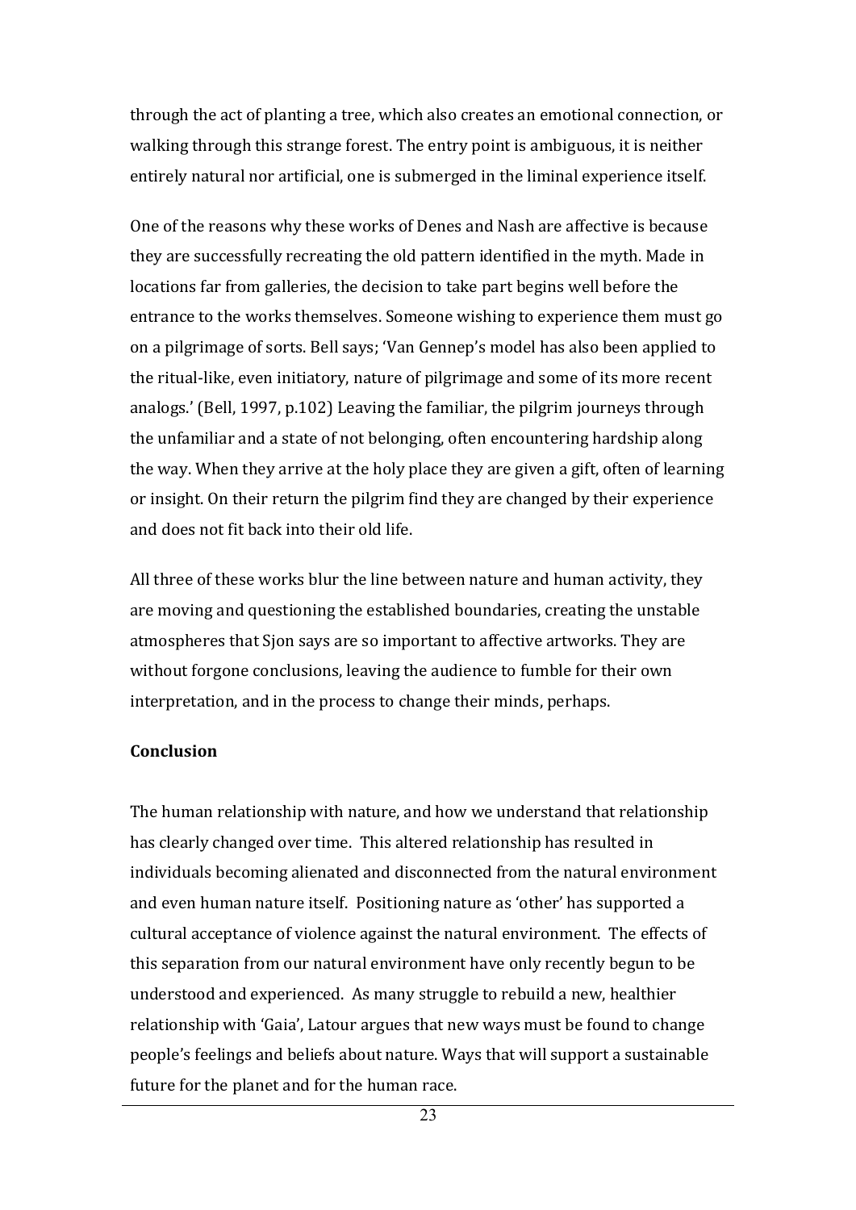through the act of planting a tree, which also creates an emotional connection, or walking through this strange forest. The entry point is ambiguous, it is neither entirely natural nor artificial, one is submerged in the liminal experience itself.

One of the reasons why these works of Denes and Nash are affective is because they are successfully recreating the old pattern identified in the myth. Made in locations far from galleries, the decision to take part begins well before the entrance to the works themselves. Someone wishing to experience them must go on a pilgrimage of sorts. Bell says; 'Van Gennep's model has also been applied to the ritual-like, even initiatory, nature of pilgrimage and some of its more recent analogs.' (Bell, 1997, p.102) Leaving the familiar, the pilgrim journeys through the unfamiliar and a state of not belonging, often encountering hardship along the way. When they arrive at the holy place they are given a gift, often of learning or insight. On their return the pilgrim find they are changed by their experience and does not fit back into their old life.

All three of these works blur the line between nature and human activity, they are moving and questioning the established boundaries, creating the unstable atmospheres that Sjon says are so important to affective artworks. They are without forgone conclusions, leaving the audience to fumble for their own interpretation, and in the process to change their minds, perhaps.

**Conclusion**

The human relationship with nature, and how we understand that relationship has clearly changed over time. This altered relationship has resulted in individuals becoming alienated and disconnected from the natural environment and even human nature itself. Positioning nature as 'other' has supported a cultural acceptance of violence against the natural environment. The effects of this separation from our natural environment have only recently begun to be understood and experienced. As many struggle to rebuild a new, healthier relationship with 'Gaia', Latour argues that new ways must be found to change people's feelings and beliefs about nature. Ways that will support a sustainable future for the planet and for the human race.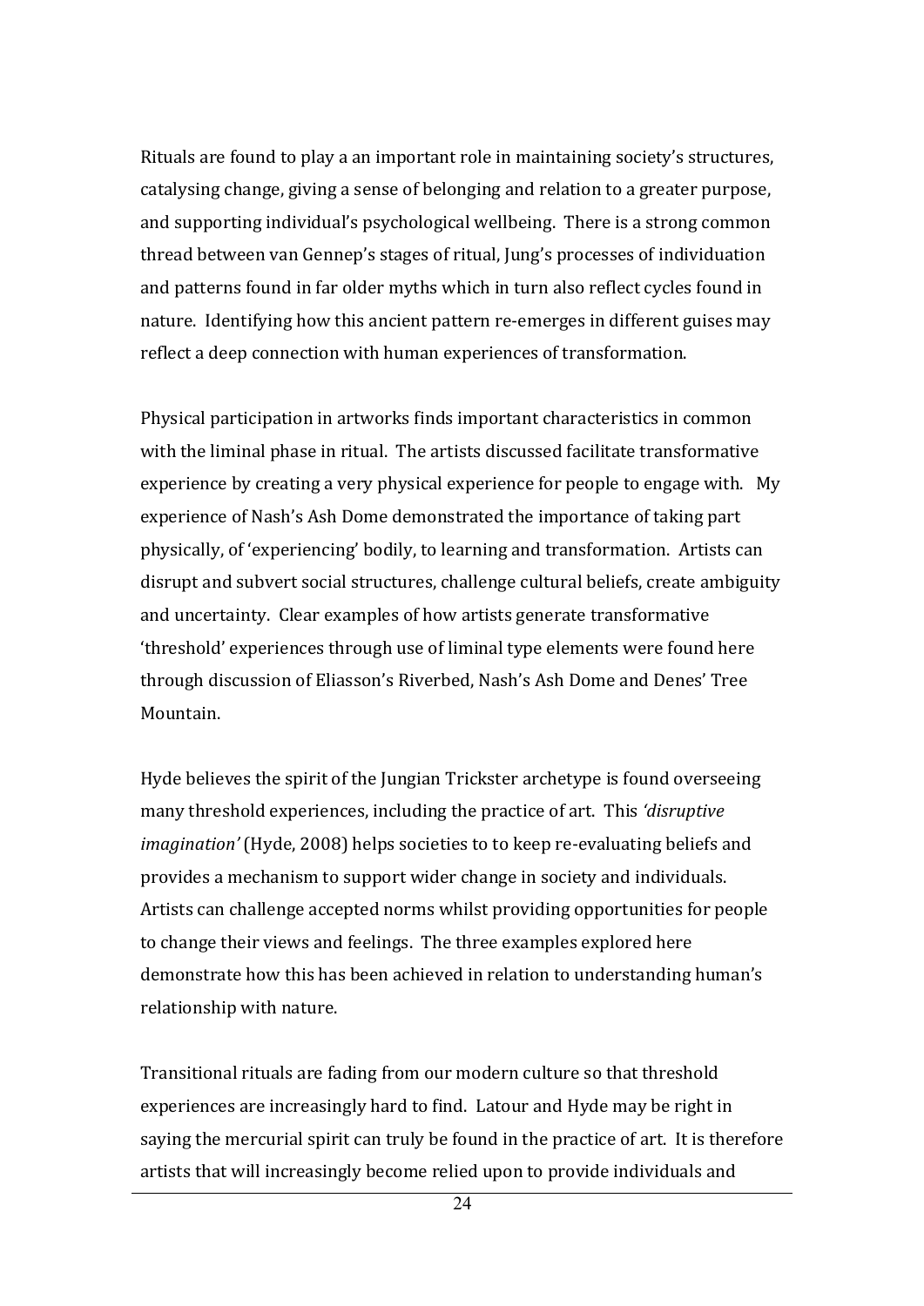Rituals are found to play a an important role in maintaining society's structures, catalysing change, giving a sense of belonging and relation to a greater purpose, and supporting individual's psychological wellbeing. There is a strong common thread between van Gennep's stages of ritual, Jung's processes of individuation and patterns found in far older myths which in turn also reflect cycles found in nature. Identifying how this ancient pattern re-emerges in different guises may reflect a deep connection with human experiences of transformation.

Physical participation in artworks finds important characteristics in common with the liminal phase in ritual. The artists discussed facilitate transformative experience by creating a very physical experience for people to engage with. My experience of Nash's Ash Dome demonstrated the importance of taking part physically, of 'experiencing' bodily, to learning and transformation. Artists can disrupt and subvert social structures, challenge cultural beliefs, create ambiguity and uncertainty. Clear examples of how artists generate transformative 'threshold' experiences through use of liminal type elements were found here through discussion of Eliasson's Riverbed, Nash's Ash Dome and Denes' Tree Mountain.

Hyde believes the spirit of the Jungian Trickster archetype is found overseeing many threshold experiences, including the practice of art. This *'disruptive imagination'* (Hyde, 2008) helps societies to to keep re-evaluating beliefs and provides a mechanism to support wider change in society and individuals. Artists can challenge accepted norms whilst providing opportunities for people to change their views and feelings. The three examples explored here demonstrate how this has been achieved in relation to understanding human's relationship with nature.

Transitional rituals are fading from our modern culture so that threshold experiences are increasingly hard to find. Latour and Hyde may be right in saying the mercurial spirit can truly be found in the practice of art. It is therefore artists that will increasingly become relied upon to provide individuals and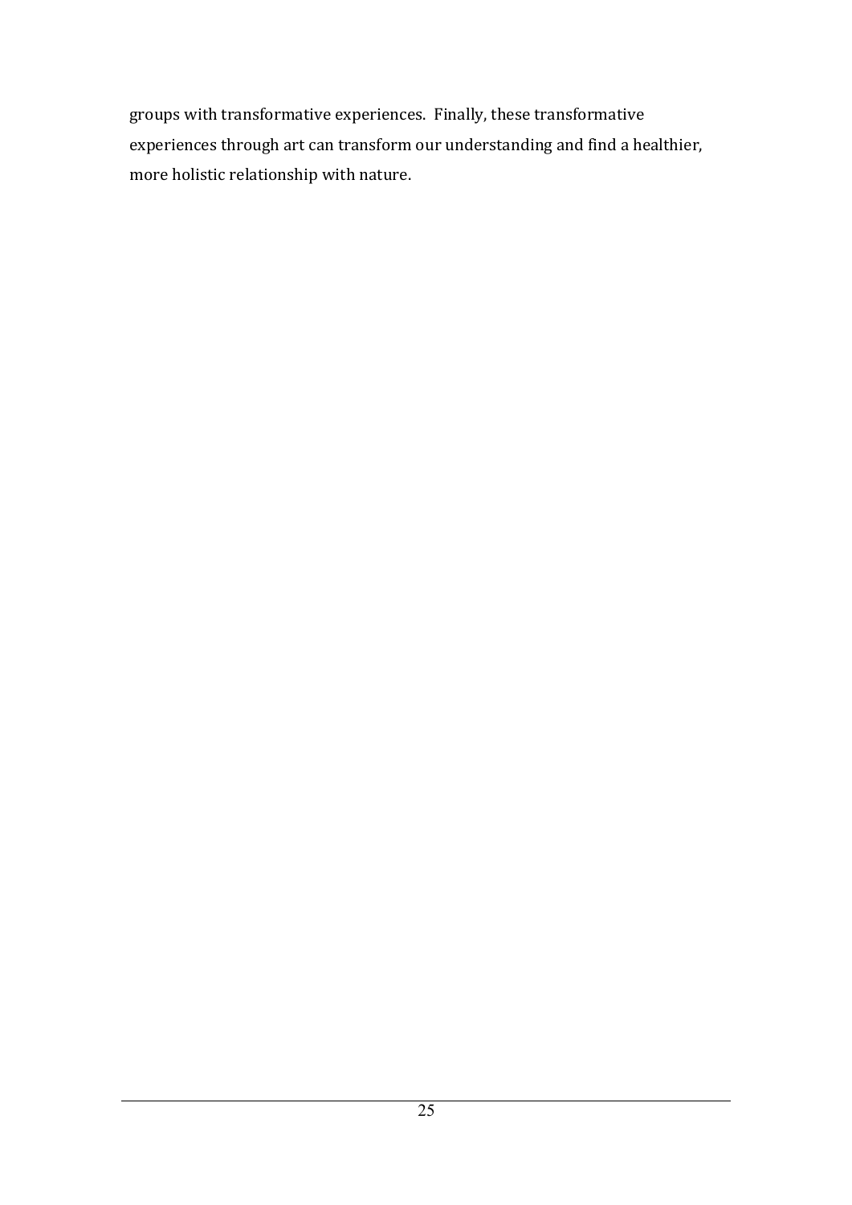groups with transformative experiences. Finally, these transformative experiences through art can transform our understanding and find a healthier, more holistic relationship with nature.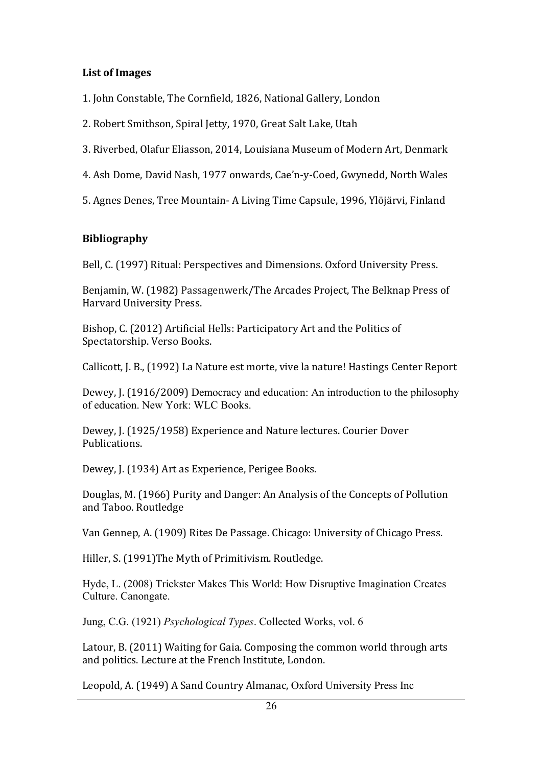## List of Images

1. John Constable, The Cornfield, 1826, National Gallery, London

2. Robert Smithson, Spiral Jetty, 1970, Great Salt Lake, Utah

3. Riverbed, Olafur Eliasson, 2014, Louisiana Museum of Modern Art, Denmark

4. Ash Dome, David Nash, 1977 onwards, Cae'n-y-Coed, Gwynedd, North Wales

5. Agnes Denes, Tree Mountain- A Living Time Capsule, 1996, Ylöjärvi, Finland

## Bibliography

Bell, C. (1997) Ritual: Perspectives and Dimensions. Oxford University Press.

Benjamin, W. (1982) Passagenwerk/The Arcades Project, The Belknap Press of Harvard University Press.

Bishop, C. (2012) Artificial Hells: Participatory Art and the Politics of Spectatorship. Verso Books.

Callicott, J. B., (1992) La Nature est morte, vive la nature! Hastings Center Report

Dewey, J. (1916/2009) Democracy and education: An introduction to the philosophy of education. New York: WLC Books.

Dewey, J. (1925/1958) Experience and Nature lectures. Courier Dover Publications.

Dewey, J. (1934) Art as Experience, Perigee Books.

Douglas, M. (1966) Purity and Danger: An Analysis of the Concepts of Pollution and Taboo. Routledge

Van Gennep, A. (1909) Rites De Passage. Chicago: University of Chicago Press.

Hiller, S. (1991)The Myth of Primitivism. Routledge.

Hyde, L. (2008) Trickster Makes This World: How Disruptive Imagination Creates Culture. Canongate.

Jung, C.G. (1921) *Psychological Types*. Collected Works, vol. 6

Latour, B. (2011) Waiting for Gaia. Composing the common world through arts and politics. Lecture at the French Institute, London.

Leopold, A. (1949) A Sand Country Almanac, Oxford University Press Inc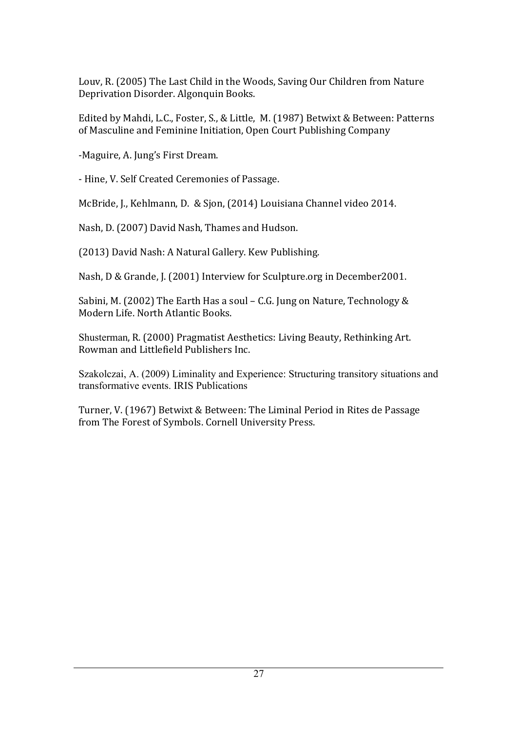Louv, R. (2005) The Last Child in the Woods, Saving Our Children from Nature Deprivation Disorder. Algonquin Books.

Edited by Mahdi, L.C., Foster, S., & Little, M. (1987) Betwixt & Between: Patterns of Masculine and Feminine Initiation, Open Court Publishing Company

-Maguire, A. Jung's First Dream.

- Hine, V. Self Created Ceremonies of Passage.

McBride, J., Kehlmann, D. & Sjon, (2014) Louisiana Channel video 2014.

Nash, D. (2007) David Nash, Thames and Hudson.

(2013) David Nash: A Natural Gallery. Kew Publishing.

Nash, D & Grande, J. (2001) Interview for Sculpture.org in December2001.

Sabini, M. (2002) The Earth Has a soul – C.G. Jung on Nature, Technology & Modern Life. North Atlantic Books.

Shusterman, R. (2000) Pragmatist Aesthetics: Living Beauty, Rethinking Art. Rowman and Littlefield Publishers Inc.

Szakolczai, A. (2009) Liminality and Experience: Structuring transitory situations and transformative events. IRIS Publications

Turner, V. (1967) Betwixt & Between: The Liminal Period in Rites de Passage from The Forest of Symbols. Cornell University Press.